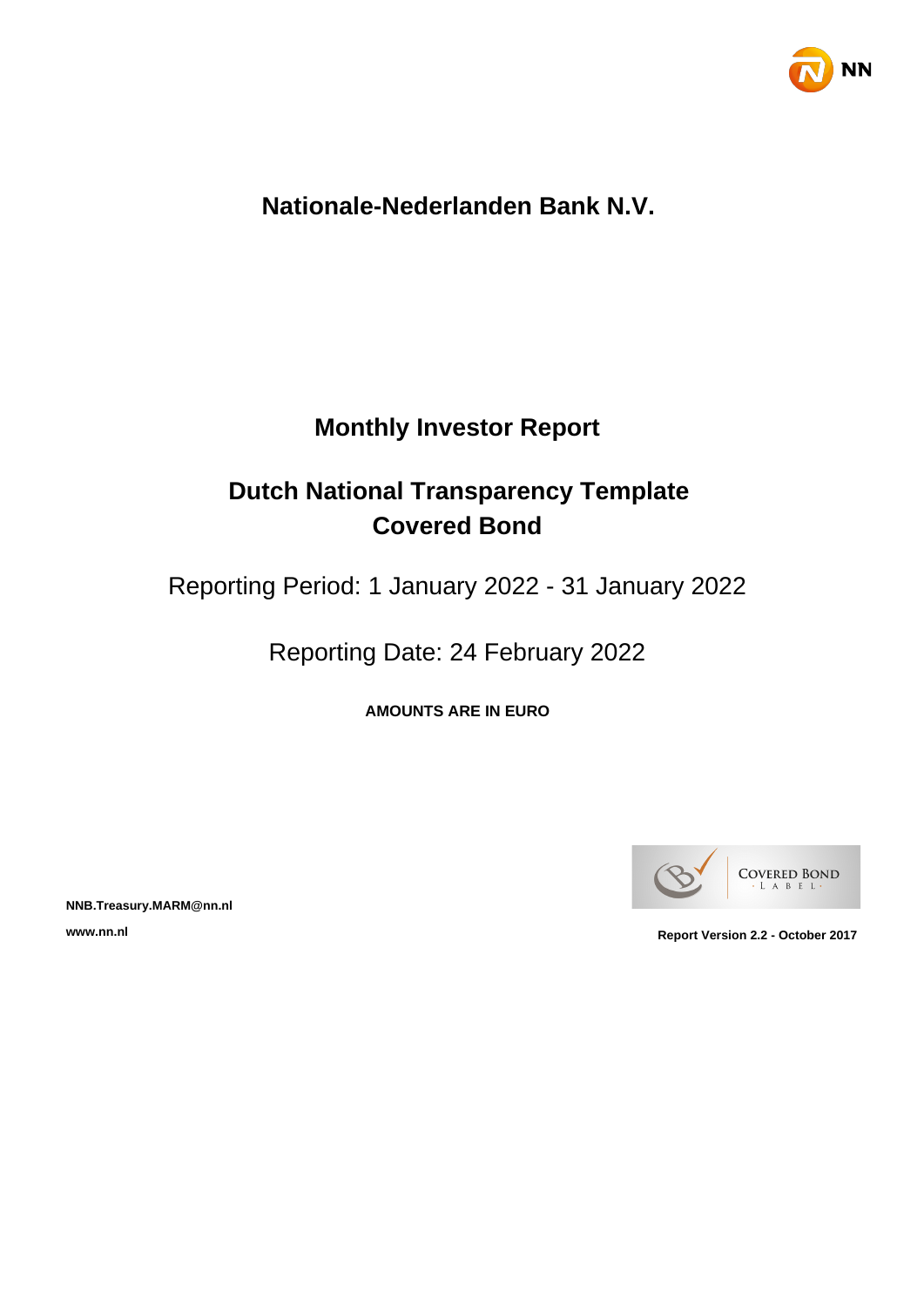NN

# Nationale-Nederlanden Bank N.V.

## Monthly Investor Report

## Dutch National Transparency Template
## Covered Bond

Reporting Period: 1 January 2022 - 31 January 2022

Reporting Date: 24 February 2022

**AMOUNTS ARE IN EURO**

COVERED BOND LABEL

**NNB.Treasury.MARM@nn.nl**

**www.nn.nl**

**Report Version 2.2 - October 2017**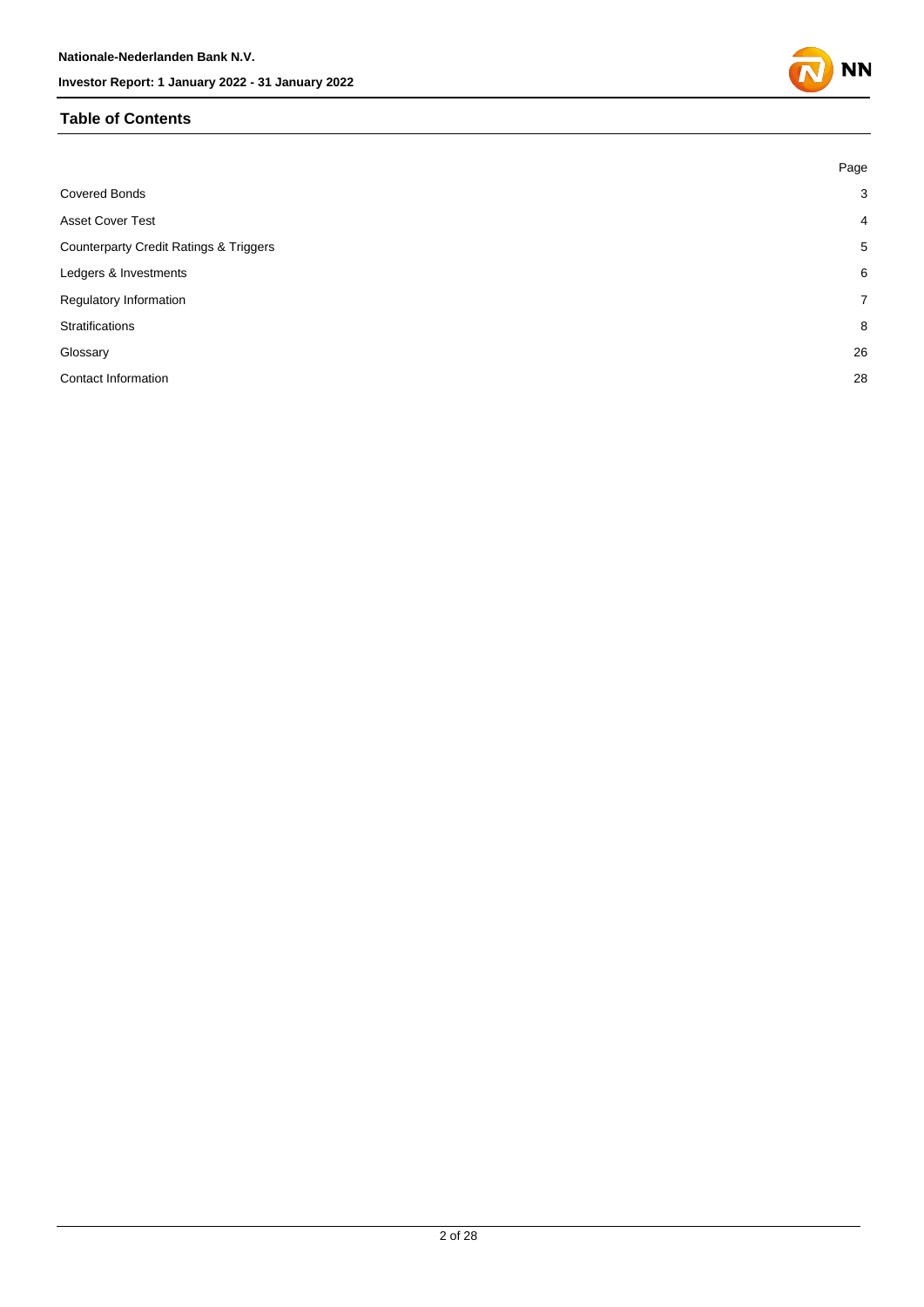## Table of Contents

| | Page |
|---|---|
| Covered Bonds | 3 |
| Asset Cover Test | 4 |
| Counterparty Credit Ratings & Triggers | 5 |
| Ledgers & Investments | 6 |
| Regulatory Information | 7 |
| Stratifications | 8 |
| Glossary | 26 |
| Contact Information | 28 |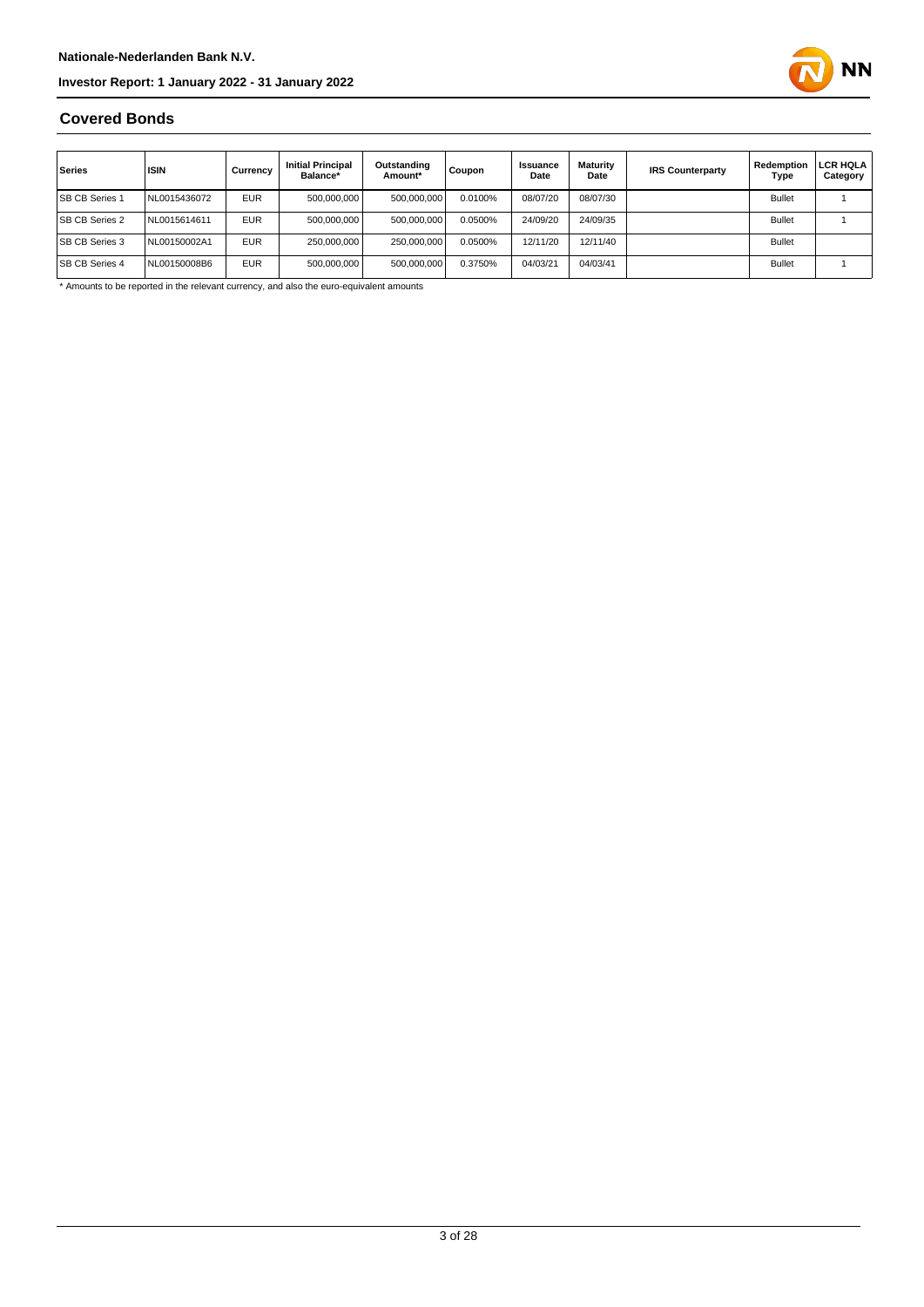## Covered Bonds

| Series | ISIN | Currency | Initial Principal Balance* | Outstanding Amount* | Coupon | Issuance Date | Maturity Date | IRS Counterparty | Redemption Type | LCR HQLA Category |
|---|---|---|---|---|---|---|---|---|---|---|
| SB CB Series 1 | NL0015436072 | EUR | 500,000,000 | 500,000,000 | 0.0100% | 08/07/20 | 08/07/30 | | Bullet | 1 |
| SB CB Series 2 | NL0015614611 | EUR | 500,000,000 | 500,000,000 | 0.0500% | 24/09/20 | 24/09/35 | | Bullet | 1 |
| SB CB Series 3 | NL00150002A1 | EUR | 250,000,000 | 250,000,000 | 0.0500% | 12/11/20 | 12/11/40 | | Bullet | |
| SB CB Series 4 | NL00150008B6 | EUR | 500,000,000 | 500,000,000 | 0.3750% | 04/03/21 | 04/03/41 | | Bullet | 1 |

* Amounts to be reported in the relevant currency, and also the euro-equivalent amounts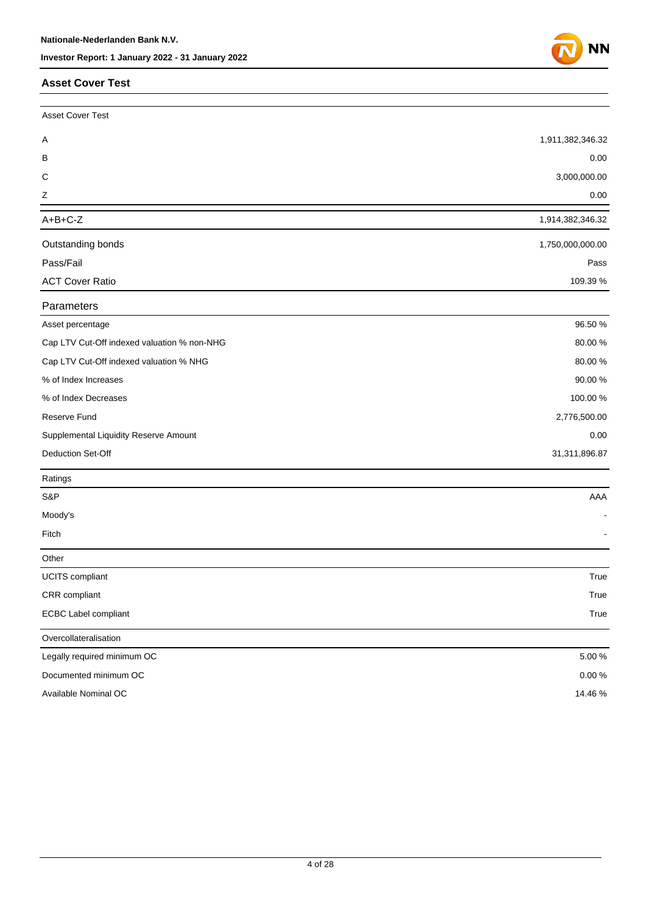## Asset Cover Test

| Asset Cover Test | |
|---|---|
| A | 1,911,382,346.32 |
| B | 0.00 |
| C | 3,000,000.00 |
| Z | 0.00 |
| A+B+C-Z | 1,914,382,346.32 |
| Outstanding bonds | 1,750,000,000.00 |
| Pass/Fail | Pass |
| ACT Cover Ratio | 109.39 % |

| Parameters | |
|---|---|
| Asset percentage | 96.50 % |
| Cap LTV Cut-Off indexed valuation % non-NHG | 80.00 % |
| Cap LTV Cut-Off indexed valuation % NHG | 80.00 % |
| % of Index Increases | 90.00 % |
| % of Index Decreases | 100.00 % |
| Reserve Fund | 2,776,500.00 |
| Supplemental Liquidity Reserve Amount | 0.00 |
| Deduction Set-Off | 31,311,896.87 |

| Ratings | |
|---|---|
| S&P | AAA |
| Moody's | - |
| Fitch | - |

| Other | |
|---|---|
| UCITS compliant | True |
| CRR compliant | True |
| ECBC Label compliant | True |

| Overcollateralisation | |
|---|---|
| Legally required minimum OC | 5.00 % |
| Documented minimum OC | 0.00 % |
| Available Nominal OC | 14.46 % |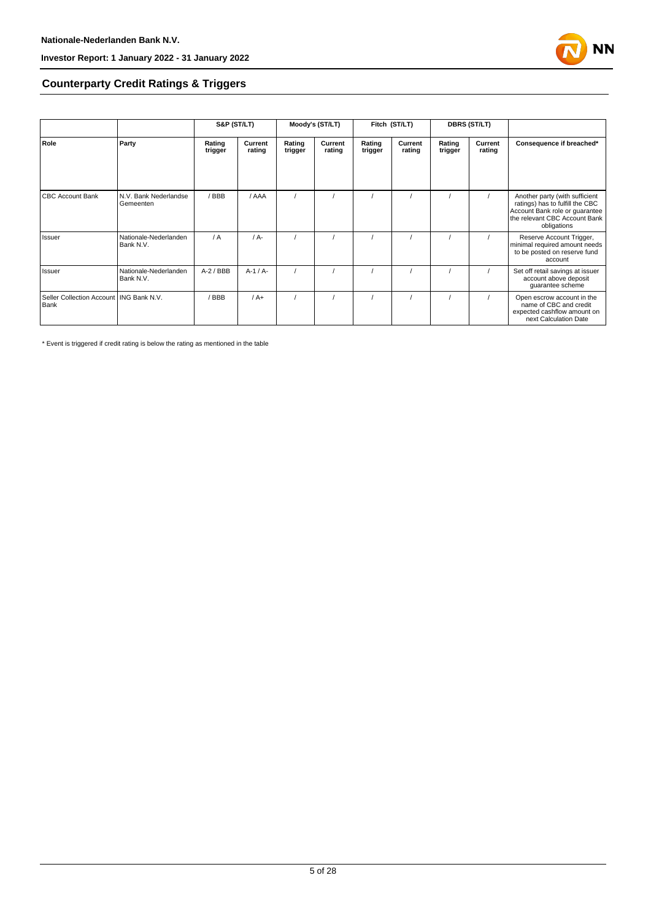## Counterparty Credit Ratings & Triggers

| | | S&P (ST/LT) | | Moody's (ST/LT) | | Fitch (ST/LT) | | DBRS (ST/LT) | | |
|---|---|---|---|---|---|---|---|---|---|---|
| Role | Party | Rating trigger | Current rating | Rating trigger | Current rating | Rating trigger | Current rating | Rating trigger | Current rating | Consequence if breached* |
| CBC Account Bank | N.V. Bank Nederlandse Gemeenten | / BBB | / AAA | / | / | / | / | / | / | Another party (with sufficient ratings) has to fulfill the CBC Account Bank role or guarantee the relevant CBC Account Bank obligations |
| Issuer | Nationale-Nederlanden Bank N.V. | / A | / A- | / | / | / | / | / | / | Reserve Account Trigger, minimal required amount needs to be posted on reserve fund account |
| Issuer | Nationale-Nederlanden Bank N.V. | A-2 / BBB | A-1 / A- | / | / | / | / | / | / | Set off retail savings at issuer account above deposit guarantee scheme |
| Seller Collection Account Bank | ING Bank N.V. | / BBB | / A+ | / | / | / | / | / | / | Open escrow account in the name of CBC and credit expected cashflow amount on next Calculation Date |

* Event is triggered if credit rating is below the rating as mentioned in the table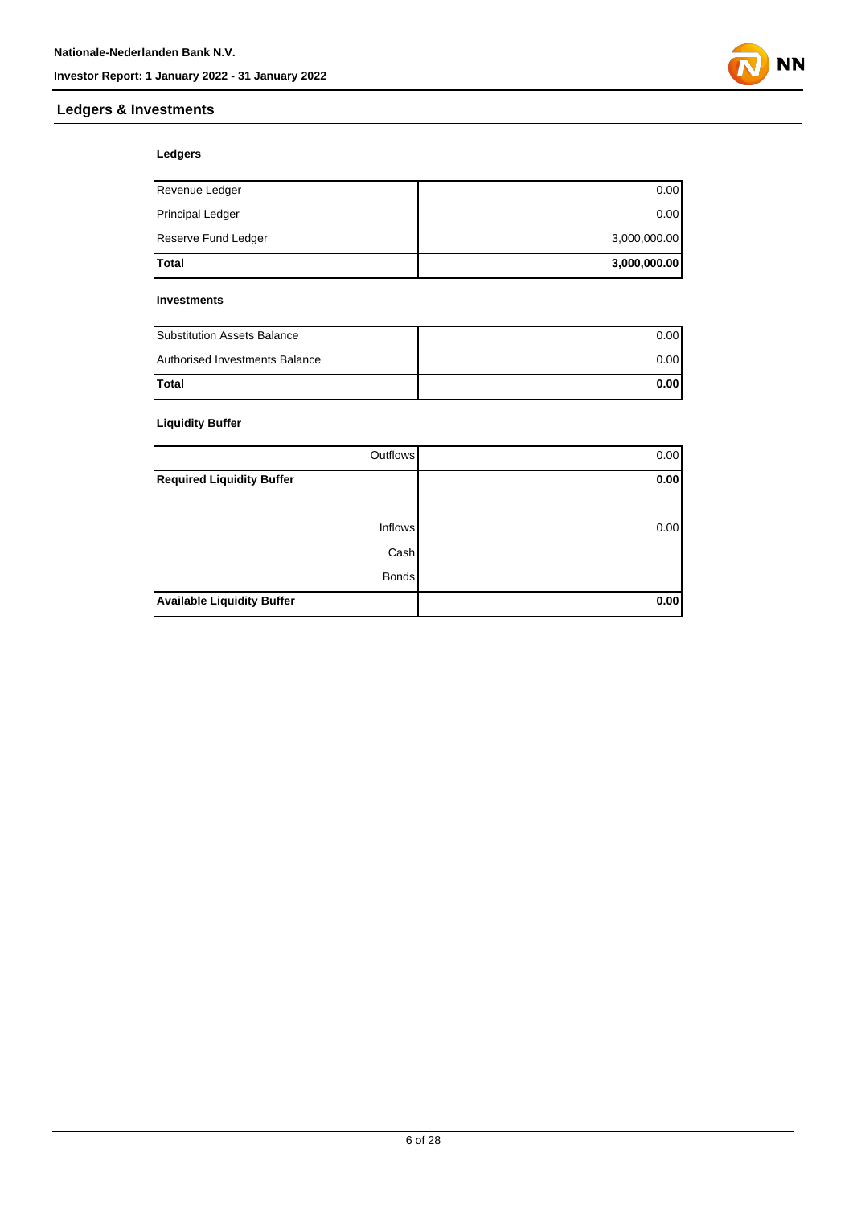## Ledgers & Investments

### Ledgers

| | |
|---|---|
| Revenue Ledger | 0.00 |
| Principal Ledger | 0.00 |
| Reserve Fund Ledger | 3,000,000.00 |
| **Total** | **3,000,000.00** |

### Investments

| | |
|---|---|
| Substitution Assets Balance | 0.00 |
| Authorised Investments Balance | 0.00 |
| **Total** | **0.00** |

### Liquidity Buffer

| | |
|---|---|
| Outflows | 0.00 |
| **Required Liquidity Buffer** | **0.00** |
| | |
| Inflows | 0.00 |
| Cash | |
| Bonds | |
| **Available Liquidity Buffer** | **0.00** |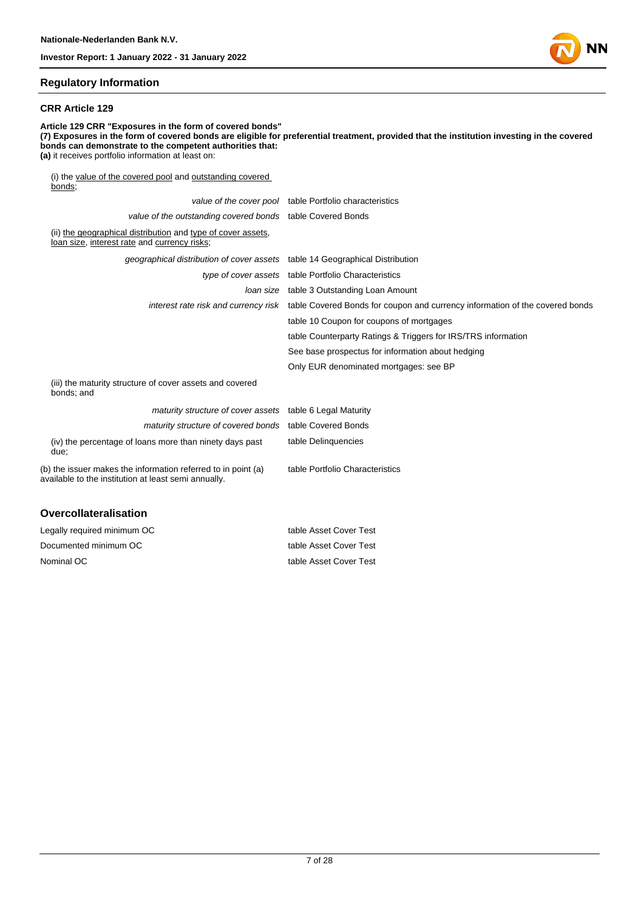## Regulatory Information

### CRR Article 129

**Article 129 CRR "Exposures in the form of covered bonds"**
**(7) Exposures in the form of covered bonds are eligible for preferential treatment, provided that the institution investing in the covered bonds can demonstrate to the competent authorities that:**
**(a)** it receives portfolio information at least on:

(i) the value of the covered pool and outstanding covered bonds;

| | |
|---|---|
| *value of the cover pool* | table Portfolio characteristics |
| *value of the outstanding covered bonds* | table Covered Bonds |

(ii) the geographical distribution and type of cover assets, loan size, interest rate and currency risks;

| | |
|---|---|
| *geographical distribution of cover assets* | table 14 Geographical Distribution |
| *type of cover assets* | table Portfolio Characteristics |
| *loan size* | table 3 Outstanding Loan Amount |
| *interest rate risk and currency risk* | table Covered Bonds for coupon and currency information of the covered bonds |
| | table 10 Coupon for coupons of mortgages |
| | table Counterparty Ratings & Triggers for IRS/TRS information |
| | See base prospectus for information about hedging |
| | Only EUR denominated mortgages: see BP |

(iii) the maturity structure of cover assets and covered bonds; and

| | |
|---|---|
| *maturity structure of cover assets* | table 6 Legal Maturity |
| *maturity structure of covered bonds* | table Covered Bonds |
| (iv) the percentage of loans more than ninety days past due; | table Delinquencies |
| (b) the issuer makes the information referred to in point (a) available to the institution at least semi annually. | table Portfolio Characteristics |

## Overcollateralisation

| | |
|---|---|
| Legally required minimum OC | table Asset Cover Test |
| Documented minimum OC | table Asset Cover Test |
| Nominal OC | table Asset Cover Test |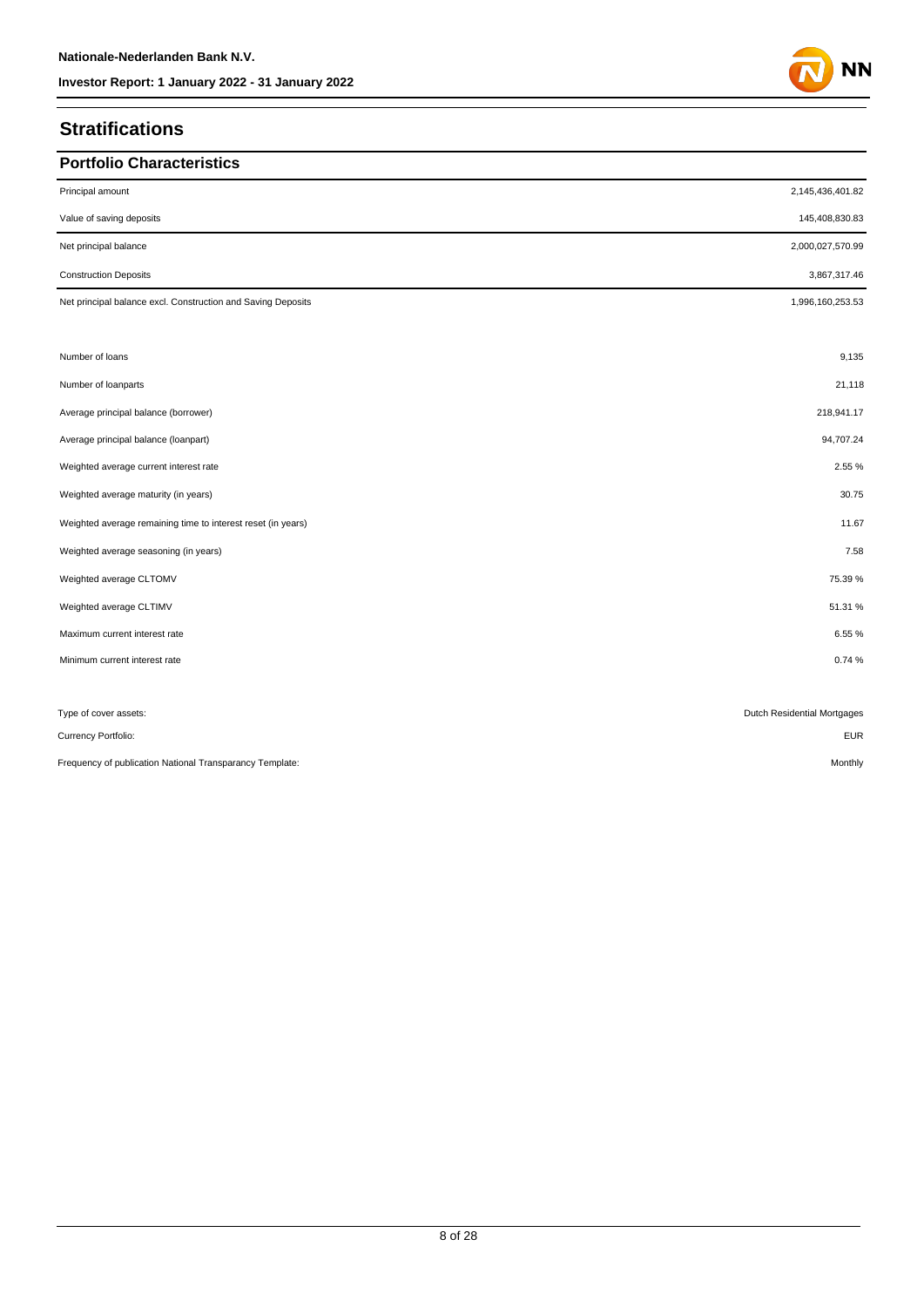# Stratifications

## Portfolio Characteristics

| | |
|---|---|
| Principal amount | 2,145,436,401.82 |
| Value of saving deposits | 145,408,830.83 |
| Net principal balance | 2,000,027,570.99 |
| Construction Deposits | 3,867,317.46 |
| Net principal balance excl. Construction and Saving Deposits | 1,996,160,253.53 |
| | |
| Number of loans | 9,135 |
| Number of loanparts | 21,118 |
| Average principal balance (borrower) | 218,941.17 |
| Average principal balance (loanpart) | 94,707.24 |
| Weighted average current interest rate | 2.55 % |
| Weighted average maturity (in years) | 30.75 |
| Weighted average remaining time to interest reset (in years) | 11.67 |
| Weighted average seasoning (in years) | 7.58 |
| Weighted average CLTOMV | 75.39 % |
| Weighted average CLTIMV | 51.31 % |
| Maximum current interest rate | 6.55 % |
| Minimum current interest rate | 0.74 % |
| | |
| Type of cover assets: | Dutch Residential Mortgages |
| Currency Portfolio: | EUR |
| Frequency of publication National Transparancy Template: | Monthly |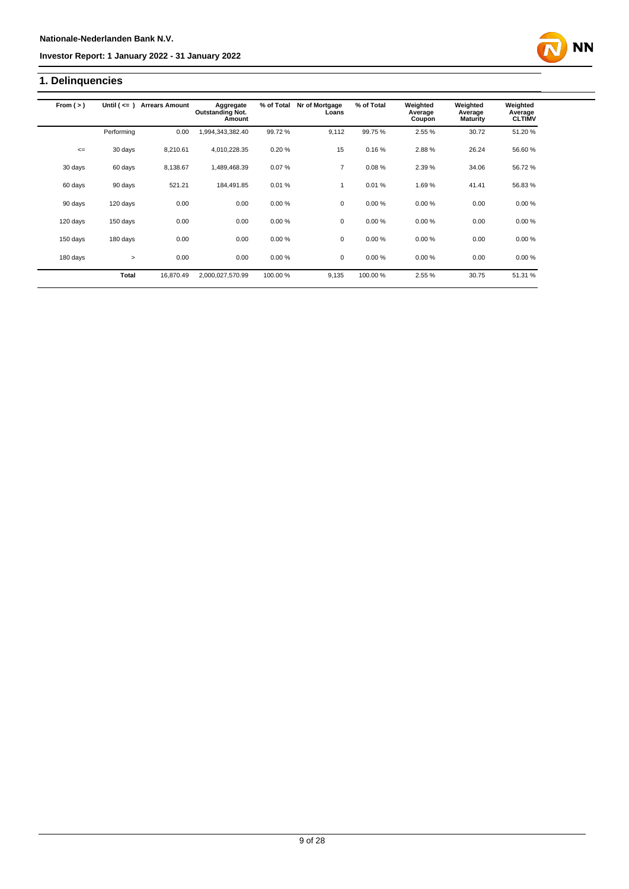## 1. Delinquencies

| From ( > ) | Until ( <= ) | Arrears Amount | Aggregate Outstanding Not. Amount | % of Total | Nr of Mortgage Loans | % of Total | Weighted Average Coupon | Weighted Average Maturity | Weighted Average CLTIMV |
|---|---|---|---|---|---|---|---|---|---|
| | Performing | 0.00 | 1,994,343,382.40 | 99.72 % | 9,112 | 99.75 % | 2.55 % | 30.72 | 51.20 % |
| <= | 30 days | 8,210.61 | 4,010,228.35 | 0.20 % | 15 | 0.16 % | 2.88 % | 26.24 | 56.60 % |
| 30 days | 60 days | 8,138.67 | 1,489,468.39 | 0.07 % | 7 | 0.08 % | 2.39 % | 34.06 | 56.72 % |
| 60 days | 90 days | 521.21 | 184,491.85 | 0.01 % | 1 | 0.01 % | 1.69 % | 41.41 | 56.83 % |
| 90 days | 120 days | 0.00 | 0.00 | 0.00 % | 0 | 0.00 % | 0.00 % | 0.00 | 0.00 % |
| 120 days | 150 days | 0.00 | 0.00 | 0.00 % | 0 | 0.00 % | 0.00 % | 0.00 | 0.00 % |
| 150 days | 180 days | 0.00 | 0.00 | 0.00 % | 0 | 0.00 % | 0.00 % | 0.00 | 0.00 % |
| 180 days | > | 0.00 | 0.00 | 0.00 % | 0 | 0.00 % | 0.00 % | 0.00 | 0.00 % |
| | **Total** | 16,870.49 | 2,000,027,570.99 | 100.00 % | 9,135 | 100.00 % | 2.55 % | 30.75 | 51.31 % |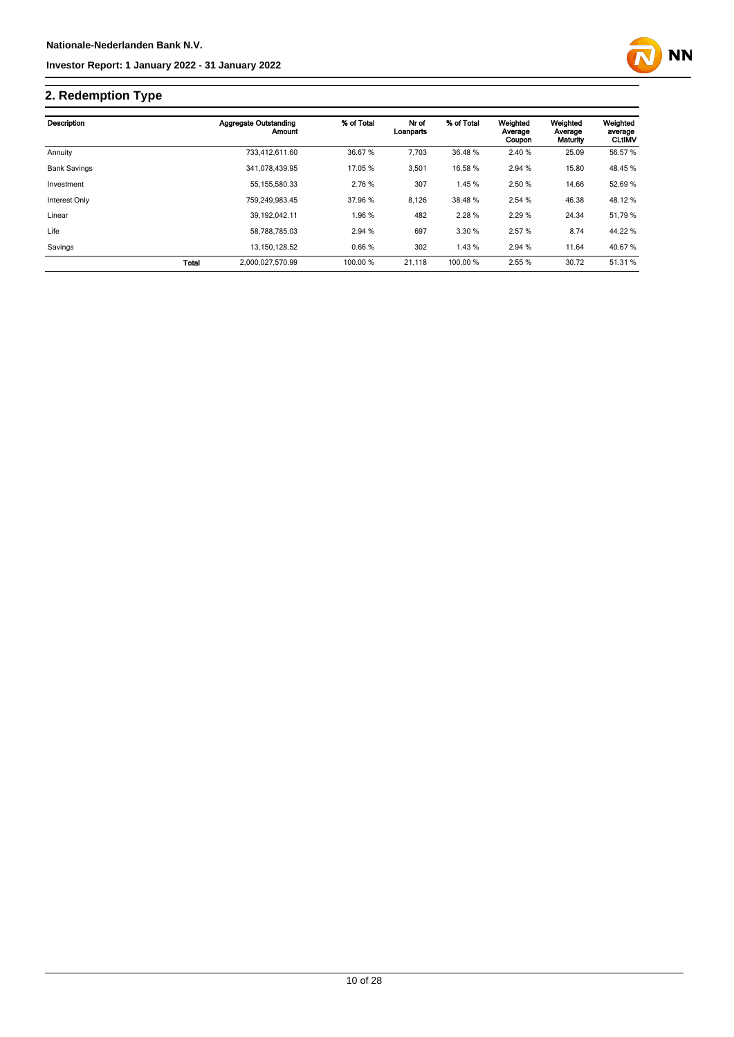## 2. Redemption Type

| Description | | Aggregate Outstanding Amount | % of Total | Nr of Loanparts | % of Total | Weighted Average Coupon | Weighted Average Maturity | Weighted average CLtIMV |
|---|---|---|---|---|---|---|---|---|
| Annuity | | 733,412,611.60 | 36.67 % | 7,703 | 36.48 % | 2.40 % | 25.09 | 56.57 % |
| Bank Savings | | 341,078,439.95 | 17.05 % | 3,501 | 16.58 % | 2.94 % | 15.80 | 48.45 % |
| Investment | | 55,155,580.33 | 2.76 % | 307 | 1.45 % | 2.50 % | 14.66 | 52.69 % |
| Interest Only | | 759,249,983.45 | 37.96 % | 8,126 | 38.48 % | 2.54 % | 46.38 | 48.12 % |
| Linear | | 39,192,042.11 | 1.96 % | 482 | 2.28 % | 2.29 % | 24.34 | 51.79 % |
| Life | | 58,788,785.03 | 2.94 % | 697 | 3.30 % | 2.57 % | 8.74 | 44.22 % |
| Savings | | 13,150,128.52 | 0.66 % | 302 | 1.43 % | 2.94 % | 11.64 | 40.67 % |
| | **Total** | 2,000,027,570.99 | 100.00 % | 21,118 | 100.00 % | 2.55 % | 30.72 | 51.31 % |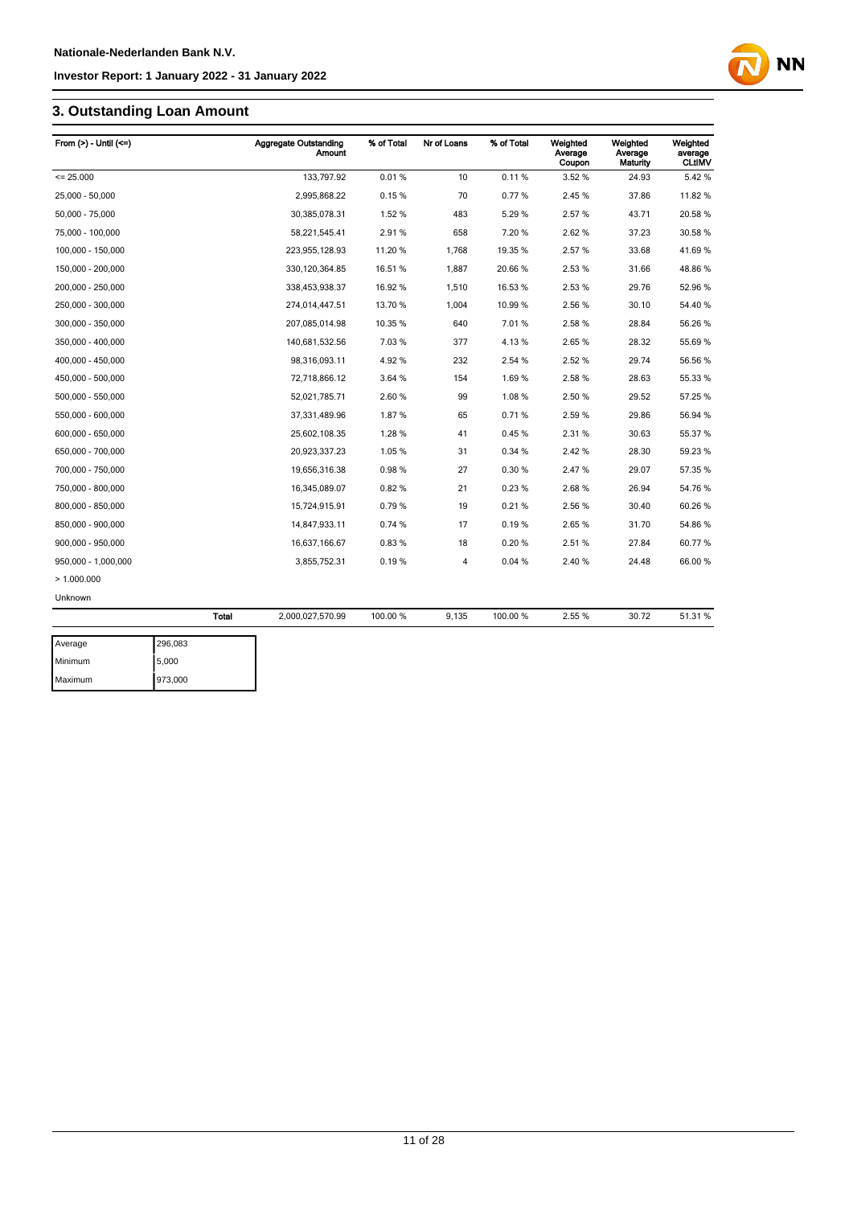## 3. Outstanding Loan Amount

| From (>) - Until (<=) | Aggregate Outstanding Amount | % of Total | Nr of Loans | % of Total | Weighted Average Coupon | Weighted Average Maturity | Weighted average CLtIMV |
|---|---|---|---|---|---|---|---|
| <= 25.000 | 133,797.92 | 0.01 % | 10 | 0.11 % | 3.52 % | 24.93 | 5.42 % |
| 25,000 - 50,000 | 2,995,868.22 | 0.15 % | 70 | 0.77 % | 2.45 % | 37.86 | 11.82 % |
| 50,000 - 75,000 | 30,385,078.31 | 1.52 % | 483 | 5.29 % | 2.57 % | 43.71 | 20.58 % |
| 75,000 - 100,000 | 58,221,545.41 | 2.91 % | 658 | 7.20 % | 2.62 % | 37.23 | 30.58 % |
| 100,000 - 150,000 | 223,955,128.93 | 11.20 % | 1,768 | 19.35 % | 2.57 % | 33.68 | 41.69 % |
| 150,000 - 200,000 | 330,120,364.85 | 16.51 % | 1,887 | 20.66 % | 2.53 % | 31.66 | 48.86 % |
| 200,000 - 250,000 | 338,453,938.37 | 16.92 % | 1,510 | 16.53 % | 2.53 % | 29.76 | 52.96 % |
| 250,000 - 300,000 | 274,014,447.51 | 13.70 % | 1,004 | 10.99 % | 2.56 % | 30.10 | 54.40 % |
| 300,000 - 350,000 | 207,085,014.98 | 10.35 % | 640 | 7.01 % | 2.58 % | 28.84 | 56.26 % |
| 350,000 - 400,000 | 140,681,532.56 | 7.03 % | 377 | 4.13 % | 2.65 % | 28.32 | 55.69 % |
| 400,000 - 450,000 | 98,316,093.11 | 4.92 % | 232 | 2.54 % | 2.52 % | 29.74 | 56.56 % |
| 450,000 - 500,000 | 72,718,866.12 | 3.64 % | 154 | 1.69 % | 2.58 % | 28.63 | 55.33 % |
| 500,000 - 550,000 | 52,021,785.71 | 2.60 % | 99 | 1.08 % | 2.50 % | 29.52 | 57.25 % |
| 550,000 - 600,000 | 37,331,489.96 | 1.87 % | 65 | 0.71 % | 2.59 % | 29.86 | 56.94 % |
| 600,000 - 650,000 | 25,602,108.35 | 1.28 % | 41 | 0.45 % | 2.31 % | 30.63 | 55.37 % |
| 650,000 - 700,000 | 20,923,337.23 | 1.05 % | 31 | 0.34 % | 2.42 % | 28.30 | 59.23 % |
| 700,000 - 750,000 | 19,656,316.38 | 0.98 % | 27 | 0.30 % | 2.47 % | 29.07 | 57.35 % |
| 750,000 - 800,000 | 16,345,089.07 | 0.82 % | 21 | 0.23 % | 2.68 % | 26.94 | 54.76 % |
| 800,000 - 850,000 | 15,724,915.91 | 0.79 % | 19 | 0.21 % | 2.56 % | 30.40 | 60.26 % |
| 850,000 - 900,000 | 14,847,933.11 | 0.74 % | 17 | 0.19 % | 2.65 % | 31.70 | 54.86 % |
| 900,000 - 950,000 | 16,637,166.67 | 0.83 % | 18 | 0.20 % | 2.51 % | 27.84 | 60.77 % |
| 950,000 - 1,000,000 | 3,855,752.31 | 0.19 % | 4 | 0.04 % | 2.40 % | 24.48 | 66.00 % |
| > 1.000.000 | | | | | | | |
| Unknown | | | | | | | |
| **Total** | 2,000,027,570.99 | 100.00 % | 9,135 | 100.00 % | 2.55 % | 30.72 | 51.31 % |

| | |
|---|---|
| Average | 296,083 |
| Minimum | 5,000 |
| Maximum | 973,000 |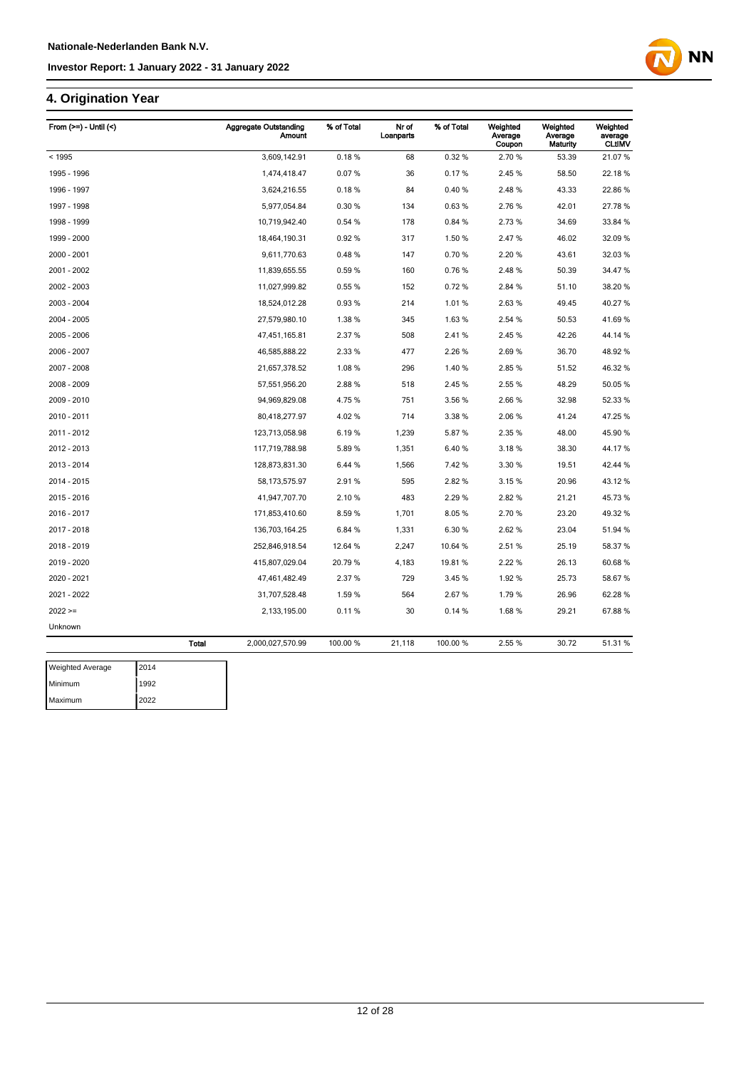## 4. Origination Year

| From (>=) - Until (<) | Aggregate Outstanding Amount | % of Total | Nr of Loanparts | % of Total | Weighted Average Coupon | Weighted Average Maturity | Weighted average CLtIMV |
|---|---|---|---|---|---|---|---|
| < 1995 | 3,609,142.91 | 0.18 % | 68 | 0.32 % | 2.70 % | 53.39 | 21.07 % |
| 1995 - 1996 | 1,474,418.47 | 0.07 % | 36 | 0.17 % | 2.45 % | 58.50 | 22.18 % |
| 1996 - 1997 | 3,624,216.55 | 0.18 % | 84 | 0.40 % | 2.48 % | 43.33 | 22.86 % |
| 1997 - 1998 | 5,977,054.84 | 0.30 % | 134 | 0.63 % | 2.76 % | 42.01 | 27.78 % |
| 1998 - 1999 | 10,719,942.40 | 0.54 % | 178 | 0.84 % | 2.73 % | 34.69 | 33.84 % |
| 1999 - 2000 | 18,464,190.31 | 0.92 % | 317 | 1.50 % | 2.47 % | 46.02 | 32.09 % |
| 2000 - 2001 | 9,611,770.63 | 0.48 % | 147 | 0.70 % | 2.20 % | 43.61 | 32.03 % |
| 2001 - 2002 | 11,839,655.55 | 0.59 % | 160 | 0.76 % | 2.48 % | 50.39 | 34.47 % |
| 2002 - 2003 | 11,027,999.82 | 0.55 % | 152 | 0.72 % | 2.84 % | 51.10 | 38.20 % |
| 2003 - 2004 | 18,524,012.28 | 0.93 % | 214 | 1.01 % | 2.63 % | 49.45 | 40.27 % |
| 2004 - 2005 | 27,579,980.10 | 1.38 % | 345 | 1.63 % | 2.54 % | 50.53 | 41.69 % |
| 2005 - 2006 | 47,451,165.81 | 2.37 % | 508 | 2.41 % | 2.45 % | 42.26 | 44.14 % |
| 2006 - 2007 | 46,585,888.22 | 2.33 % | 477 | 2.26 % | 2.69 % | 36.70 | 48.92 % |
| 2007 - 2008 | 21,657,378.52 | 1.08 % | 296 | 1.40 % | 2.85 % | 51.52 | 46.32 % |
| 2008 - 2009 | 57,551,956.20 | 2.88 % | 518 | 2.45 % | 2.55 % | 48.29 | 50.05 % |
| 2009 - 2010 | 94,969,829.08 | 4.75 % | 751 | 3.56 % | 2.66 % | 32.98 | 52.33 % |
| 2010 - 2011 | 80,418,277.97 | 4.02 % | 714 | 3.38 % | 2.06 % | 41.24 | 47.25 % |
| 2011 - 2012 | 123,713,058.98 | 6.19 % | 1,239 | 5.87 % | 2.35 % | 48.00 | 45.90 % |
| 2012 - 2013 | 117,719,788.98 | 5.89 % | 1,351 | 6.40 % | 3.18 % | 38.30 | 44.17 % |
| 2013 - 2014 | 128,873,831.30 | 6.44 % | 1,566 | 7.42 % | 3.30 % | 19.51 | 42.44 % |
| 2014 - 2015 | 58,173,575.97 | 2.91 % | 595 | 2.82 % | 3.15 % | 20.96 | 43.12 % |
| 2015 - 2016 | 41,947,707.70 | 2.10 % | 483 | 2.29 % | 2.82 % | 21.21 | 45.73 % |
| 2016 - 2017 | 171,853,410.60 | 8.59 % | 1,701 | 8.05 % | 2.70 % | 23.20 | 49.32 % |
| 2017 - 2018 | 136,703,164.25 | 6.84 % | 1,331 | 6.30 % | 2.62 % | 23.04 | 51.94 % |
| 2018 - 2019 | 252,846,918.54 | 12.64 % | 2,247 | 10.64 % | 2.51 % | 25.19 | 58.37 % |
| 2019 - 2020 | 415,807,029.04 | 20.79 % | 4,183 | 19.81 % | 2.22 % | 26.13 | 60.68 % |
| 2020 - 2021 | 47,461,482.49 | 2.37 % | 729 | 3.45 % | 1.92 % | 25.73 | 58.67 % |
| 2021 - 2022 | 31,707,528.48 | 1.59 % | 564 | 2.67 % | 1.79 % | 26.96 | 62.28 % |
| 2022 >= | 2,133,195.00 | 0.11 % | 30 | 0.14 % | 1.68 % | 29.21 | 67.88 % |
| Unknown | | | | | | | |
| **Total** | 2,000,027,570.99 | 100.00 % | 21,118 | 100.00 % | 2.55 % | 30.72 | 51.31 % |

| | |
|---|---|
| Weighted Average | 2014 |
| Minimum | 1992 |
| Maximum | 2022 |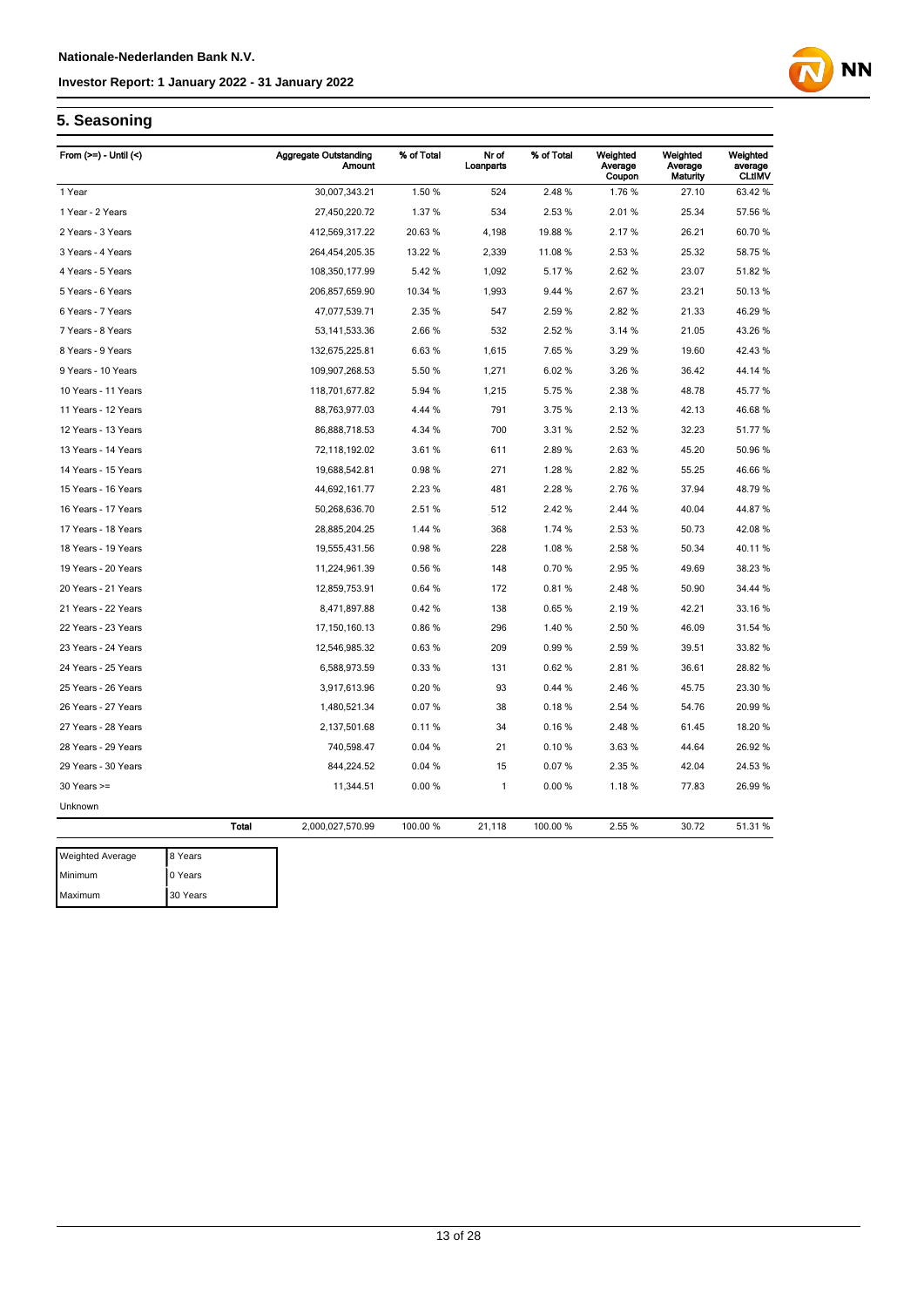## 5. Seasoning

| From (>=) - Until (<) | Aggregate Outstanding Amount | % of Total | Nr of Loanparts | % of Total | Weighted Average Coupon | Weighted Average Maturity | Weighted average CLtIMV |
|---|---|---|---|---|---|---|---|
| 1 Year | 30,007,343.21 | 1.50 % | 524 | 2.48 % | 1.76 % | 27.10 | 63.42 % |
| 1 Year - 2 Years | 27,450,220.72 | 1.37 % | 534 | 2.53 % | 2.01 % | 25.34 | 57.56 % |
| 2 Years - 3 Years | 412,569,317.22 | 20.63 % | 4,198 | 19.88 % | 2.17 % | 26.21 | 60.70 % |
| 3 Years - 4 Years | 264,454,205.35 | 13.22 % | 2,339 | 11.08 % | 2.53 % | 25.32 | 58.75 % |
| 4 Years - 5 Years | 108,350,177.99 | 5.42 % | 1,092 | 5.17 % | 2.62 % | 23.07 | 51.82 % |
| 5 Years - 6 Years | 206,857,659.90 | 10.34 % | 1,993 | 9.44 % | 2.67 % | 23.21 | 50.13 % |
| 6 Years - 7 Years | 47,077,539.71 | 2.35 % | 547 | 2.59 % | 2.82 % | 21.33 | 46.29 % |
| 7 Years - 8 Years | 53,141,533.36 | 2.66 % | 532 | 2.52 % | 3.14 % | 21.05 | 43.26 % |
| 8 Years - 9 Years | 132,675,225.81 | 6.63 % | 1,615 | 7.65 % | 3.29 % | 19.60 | 42.43 % |
| 9 Years - 10 Years | 109,907,268.53 | 5.50 % | 1,271 | 6.02 % | 3.26 % | 36.42 | 44.14 % |
| 10 Years - 11 Years | 118,701,677.82 | 5.94 % | 1,215 | 5.75 % | 2.38 % | 48.78 | 45.77 % |
| 11 Years - 12 Years | 88,763,977.03 | 4.44 % | 791 | 3.75 % | 2.13 % | 42.13 | 46.68 % |
| 12 Years - 13 Years | 86,888,718.53 | 4.34 % | 700 | 3.31 % | 2.52 % | 32.23 | 51.77 % |
| 13 Years - 14 Years | 72,118,192.02 | 3.61 % | 611 | 2.89 % | 2.63 % | 45.20 | 50.96 % |
| 14 Years - 15 Years | 19,688,542.81 | 0.98 % | 271 | 1.28 % | 2.82 % | 55.25 | 46.66 % |
| 15 Years - 16 Years | 44,692,161.77 | 2.23 % | 481 | 2.28 % | 2.76 % | 37.94 | 48.79 % |
| 16 Years - 17 Years | 50,268,636.70 | 2.51 % | 512 | 2.42 % | 2.44 % | 40.04 | 44.87 % |
| 17 Years - 18 Years | 28,885,204.25 | 1.44 % | 368 | 1.74 % | 2.53 % | 50.73 | 42.08 % |
| 18 Years - 19 Years | 19,555,431.56 | 0.98 % | 228 | 1.08 % | 2.58 % | 50.34 | 40.11 % |
| 19 Years - 20 Years | 11,224,961.39 | 0.56 % | 148 | 0.70 % | 2.95 % | 49.69 | 38.23 % |
| 20 Years - 21 Years | 12,859,753.91 | 0.64 % | 172 | 0.81 % | 2.48 % | 50.90 | 34.44 % |
| 21 Years - 22 Years | 8,471,897.88 | 0.42 % | 138 | 0.65 % | 2.19 % | 42.21 | 33.16 % |
| 22 Years - 23 Years | 17,150,160.13 | 0.86 % | 296 | 1.40 % | 2.50 % | 46.09 | 31.54 % |
| 23 Years - 24 Years | 12,546,985.32 | 0.63 % | 209 | 0.99 % | 2.59 % | 39.51 | 33.82 % |
| 24 Years - 25 Years | 6,588,973.59 | 0.33 % | 131 | 0.62 % | 2.81 % | 36.61 | 28.82 % |
| 25 Years - 26 Years | 3,917,613.96 | 0.20 % | 93 | 0.44 % | 2.46 % | 45.75 | 23.30 % |
| 26 Years - 27 Years | 1,480,521.34 | 0.07 % | 38 | 0.18 % | 2.54 % | 54.76 | 20.99 % |
| 27 Years - 28 Years | 2,137,501.68 | 0.11 % | 34 | 0.16 % | 2.48 % | 61.45 | 18.20 % |
| 28 Years - 29 Years | 740,598.47 | 0.04 % | 21 | 0.10 % | 3.63 % | 44.64 | 26.92 % |
| 29 Years - 30 Years | 844,224.52 | 0.04 % | 15 | 0.07 % | 2.35 % | 42.04 | 24.53 % |
| 30 Years >= | 11,344.51 | 0.00 % | 1 | 0.00 % | 1.18 % | 77.83 | 26.99 % |
| Unknown | | | | | | | |
| **Total** | 2,000,027,570.99 | 100.00 % | 21,118 | 100.00 % | 2.55 % | 30.72 | 51.31 % |

| Weighted Average | 8 Years |
|---|---|
| Minimum | 0 Years |
| Maximum | 30 Years |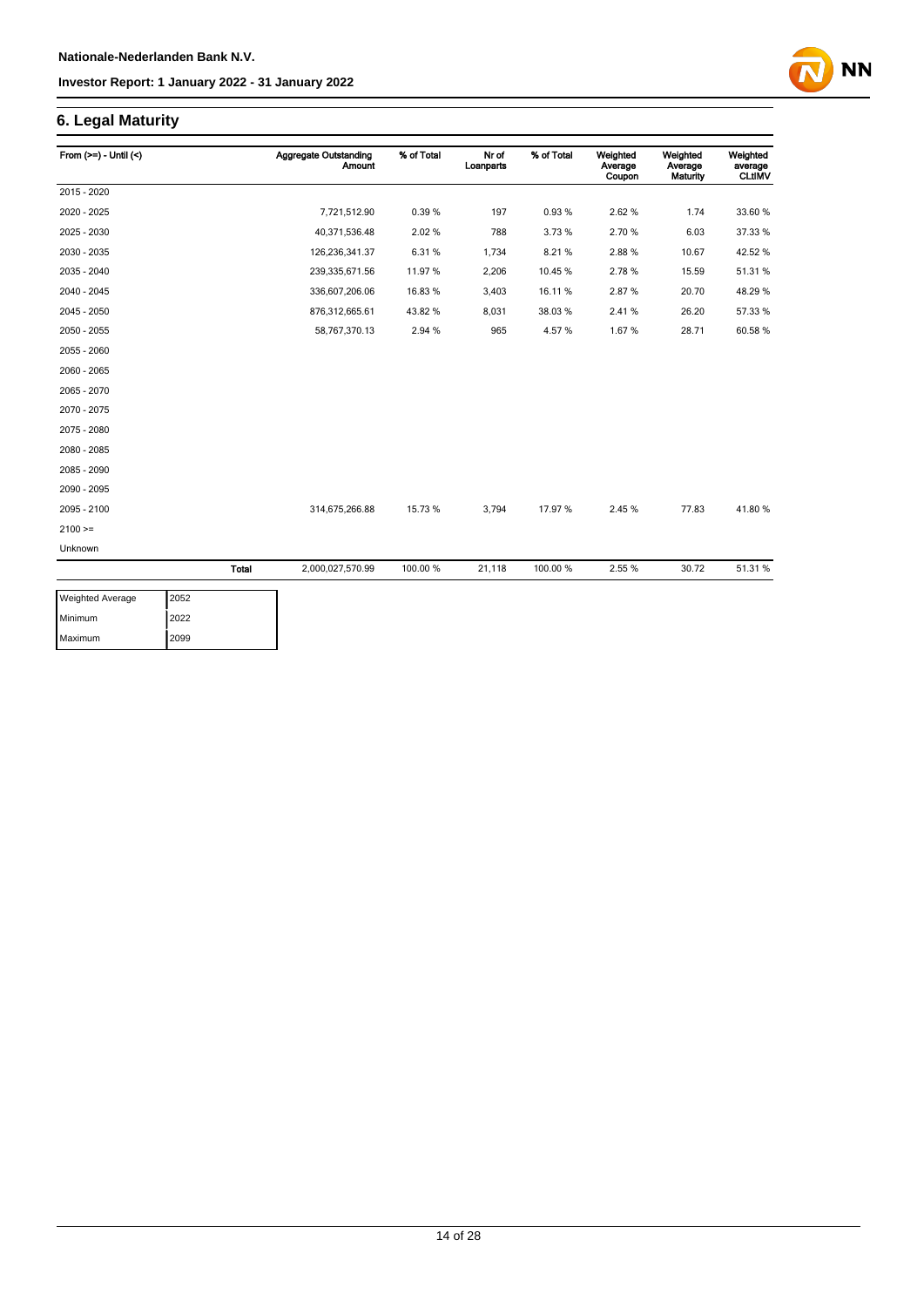## 6. Legal Maturity

| From (>=) - Until (<) | | Aggregate Outstanding Amount | % of Total | Nr of Loanparts | % of Total | Weighted Average Coupon | Weighted Average Maturity | Weighted average CLtIMV |
|---|---|---|---|---|---|---|---|---|
| 2015 - 2020 | | | | | | | | |
| 2020 - 2025 | | 7,721,512.90 | 0.39 % | 197 | 0.93 % | 2.62 % | 1.74 | 33.60 % |
| 2025 - 2030 | | 40,371,536.48 | 2.02 % | 788 | 3.73 % | 2.70 % | 6.03 | 37.33 % |
| 2030 - 2035 | | 126,236,341.37 | 6.31 % | 1,734 | 8.21 % | 2.88 % | 10.67 | 42.52 % |
| 2035 - 2040 | | 239,335,671.56 | 11.97 % | 2,206 | 10.45 % | 2.78 % | 15.59 | 51.31 % |
| 2040 - 2045 | | 336,607,206.06 | 16.83 % | 3,403 | 16.11 % | 2.87 % | 20.70 | 48.29 % |
| 2045 - 2050 | | 876,312,665.61 | 43.82 % | 8,031 | 38.03 % | 2.41 % | 26.20 | 57.33 % |
| 2050 - 2055 | | 58,767,370.13 | 2.94 % | 965 | 4.57 % | 1.67 % | 28.71 | 60.58 % |
| 2055 - 2060 | | | | | | | | |
| 2060 - 2065 | | | | | | | | |
| 2065 - 2070 | | | | | | | | |
| 2070 - 2075 | | | | | | | | |
| 2075 - 2080 | | | | | | | | |
| 2080 - 2085 | | | | | | | | |
| 2085 - 2090 | | | | | | | | |
| 2090 - 2095 | | | | | | | | |
| 2095 - 2100 | | 314,675,266.88 | 15.73 % | 3,794 | 17.97 % | 2.45 % | 77.83 | 41.80 % |
| 2100 >= | | | | | | | | |
| Unknown | | | | | | | | |
| | **Total** | 2,000,027,570.99 | 100.00 % | 21,118 | 100.00 % | 2.55 % | 30.72 | 51.31 % |

| | |
|---|---|
| Weighted Average | 2052 |
| Minimum | 2022 |
| Maximum | 2099 |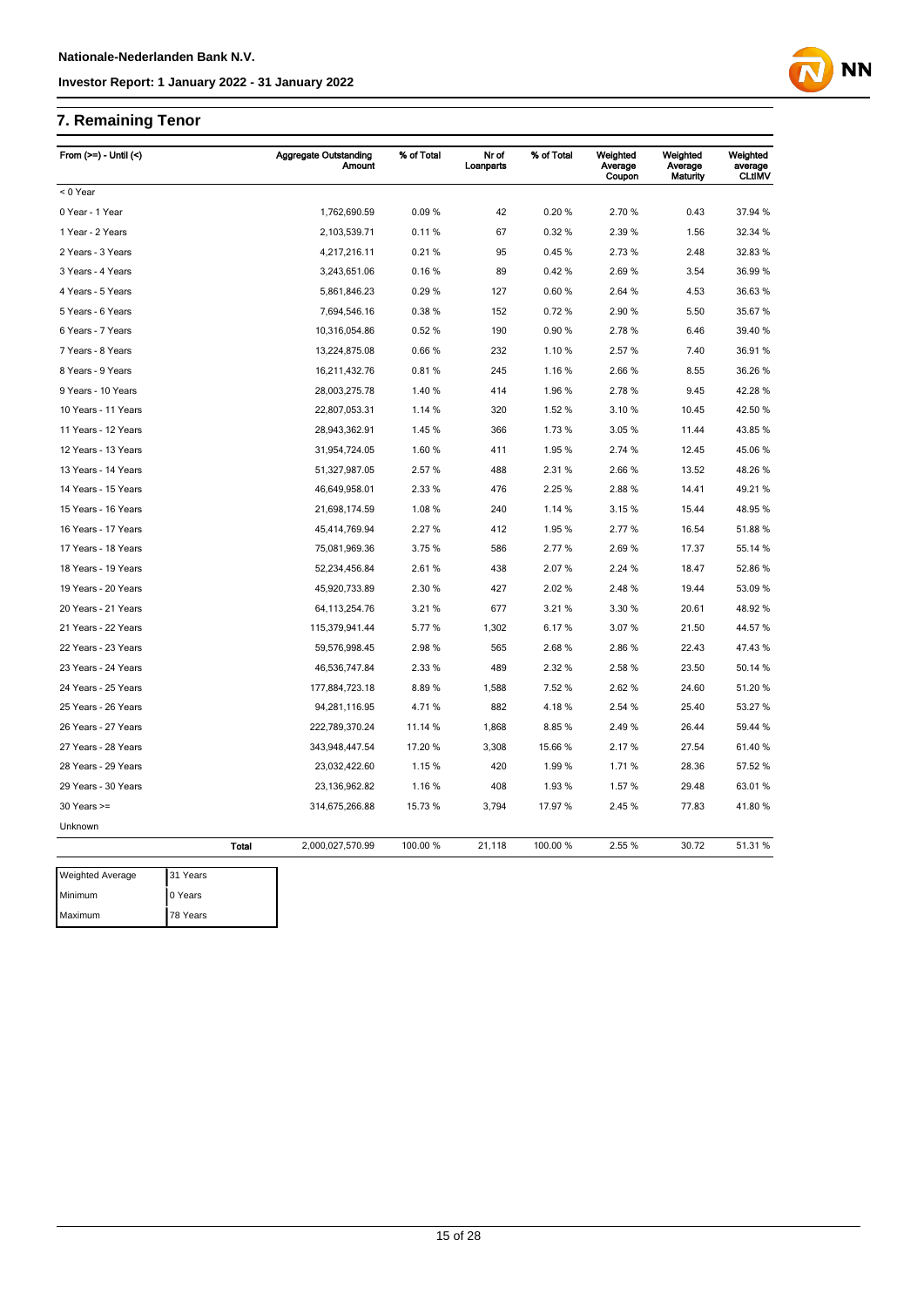## 7. Remaining Tenor

| From (>=) - Until (<) | Aggregate Outstanding Amount | % of Total | Nr of Loanparts | % of Total | Weighted Average Coupon | Weighted Average Maturity | Weighted average CLtIMV |
|---|---|---|---|---|---|---|---|
| < 0 Year | | | | | | | |
| 0 Year - 1 Year | 1,762,690.59 | 0.09 % | 42 | 0.20 % | 2.70 % | 0.43 | 37.94 % |
| 1 Year - 2 Years | 2,103,539.71 | 0.11 % | 67 | 0.32 % | 2.39 % | 1.56 | 32.34 % |
| 2 Years - 3 Years | 4,217,216.11 | 0.21 % | 95 | 0.45 % | 2.73 % | 2.48 | 32.83 % |
| 3 Years - 4 Years | 3,243,651.06 | 0.16 % | 89 | 0.42 % | 2.69 % | 3.54 | 36.99 % |
| 4 Years - 5 Years | 5,861,846.23 | 0.29 % | 127 | 0.60 % | 2.64 % | 4.53 | 36.63 % |
| 5 Years - 6 Years | 7,694,546.16 | 0.38 % | 152 | 0.72 % | 2.90 % | 5.50 | 35.67 % |
| 6 Years - 7 Years | 10,316,054.86 | 0.52 % | 190 | 0.90 % | 2.78 % | 6.46 | 39.40 % |
| 7 Years - 8 Years | 13,224,875.08 | 0.66 % | 232 | 1.10 % | 2.57 % | 7.40 | 36.91 % |
| 8 Years - 9 Years | 16,211,432.76 | 0.81 % | 245 | 1.16 % | 2.66 % | 8.55 | 36.26 % |
| 9 Years - 10 Years | 28,003,275.78 | 1.40 % | 414 | 1.96 % | 2.78 % | 9.45 | 42.28 % |
| 10 Years - 11 Years | 22,807,053.31 | 1.14 % | 320 | 1.52 % | 3.10 % | 10.45 | 42.50 % |
| 11 Years - 12 Years | 28,943,362.91 | 1.45 % | 366 | 1.73 % | 3.05 % | 11.44 | 43.85 % |
| 12 Years - 13 Years | 31,954,724.05 | 1.60 % | 411 | 1.95 % | 2.74 % | 12.45 | 45.06 % |
| 13 Years - 14 Years | 51,327,987.05 | 2.57 % | 488 | 2.31 % | 2.66 % | 13.52 | 48.26 % |
| 14 Years - 15 Years | 46,649,958.01 | 2.33 % | 476 | 2.25 % | 2.88 % | 14.41 | 49.21 % |
| 15 Years - 16 Years | 21,698,174.59 | 1.08 % | 240 | 1.14 % | 3.15 % | 15.44 | 48.95 % |
| 16 Years - 17 Years | 45,414,769.94 | 2.27 % | 412 | 1.95 % | 2.77 % | 16.54 | 51.88 % |
| 17 Years - 18 Years | 75,081,969.36 | 3.75 % | 586 | 2.77 % | 2.69 % | 17.37 | 55.14 % |
| 18 Years - 19 Years | 52,234,456.84 | 2.61 % | 438 | 2.07 % | 2.24 % | 18.47 | 52.86 % |
| 19 Years - 20 Years | 45,920,733.89 | 2.30 % | 427 | 2.02 % | 2.48 % | 19.44 | 53.09 % |
| 20 Years - 21 Years | 64,113,254.76 | 3.21 % | 677 | 3.21 % | 3.30 % | 20.61 | 48.92 % |
| 21 Years - 22 Years | 115,379,941.44 | 5.77 % | 1,302 | 6.17 % | 3.07 % | 21.50 | 44.57 % |
| 22 Years - 23 Years | 59,576,998.45 | 2.98 % | 565 | 2.68 % | 2.86 % | 22.43 | 47.43 % |
| 23 Years - 24 Years | 46,536,747.84 | 2.33 % | 489 | 2.32 % | 2.58 % | 23.50 | 50.14 % |
| 24 Years - 25 Years | 177,884,723.18 | 8.89 % | 1,588 | 7.52 % | 2.62 % | 24.60 | 51.20 % |
| 25 Years - 26 Years | 94,281,116.95 | 4.71 % | 882 | 4.18 % | 2.54 % | 25.40 | 53.27 % |
| 26 Years - 27 Years | 222,789,370.24 | 11.14 % | 1,868 | 8.85 % | 2.49 % | 26.44 | 59.44 % |
| 27 Years - 28 Years | 343,948,447.54 | 17.20 % | 3,308 | 15.66 % | 2.17 % | 27.54 | 61.40 % |
| 28 Years - 29 Years | 23,032,422.60 | 1.15 % | 420 | 1.99 % | 1.71 % | 28.36 | 57.52 % |
| 29 Years - 30 Years | 23,136,962.82 | 1.16 % | 408 | 1.93 % | 1.57 % | 29.48 | 63.01 % |
| 30 Years >= | 314,675,266.88 | 15.73 % | 3,794 | 17.97 % | 2.45 % | 77.83 | 41.80 % |
| Unknown | | | | | | | |
| **Total** | 2,000,027,570.99 | 100.00 % | 21,118 | 100.00 % | 2.55 % | 30.72 | 51.31 % |

| Weighted Average | 31 Years |
|---|---|
| Minimum | 0 Years |
| Maximum | 78 Years |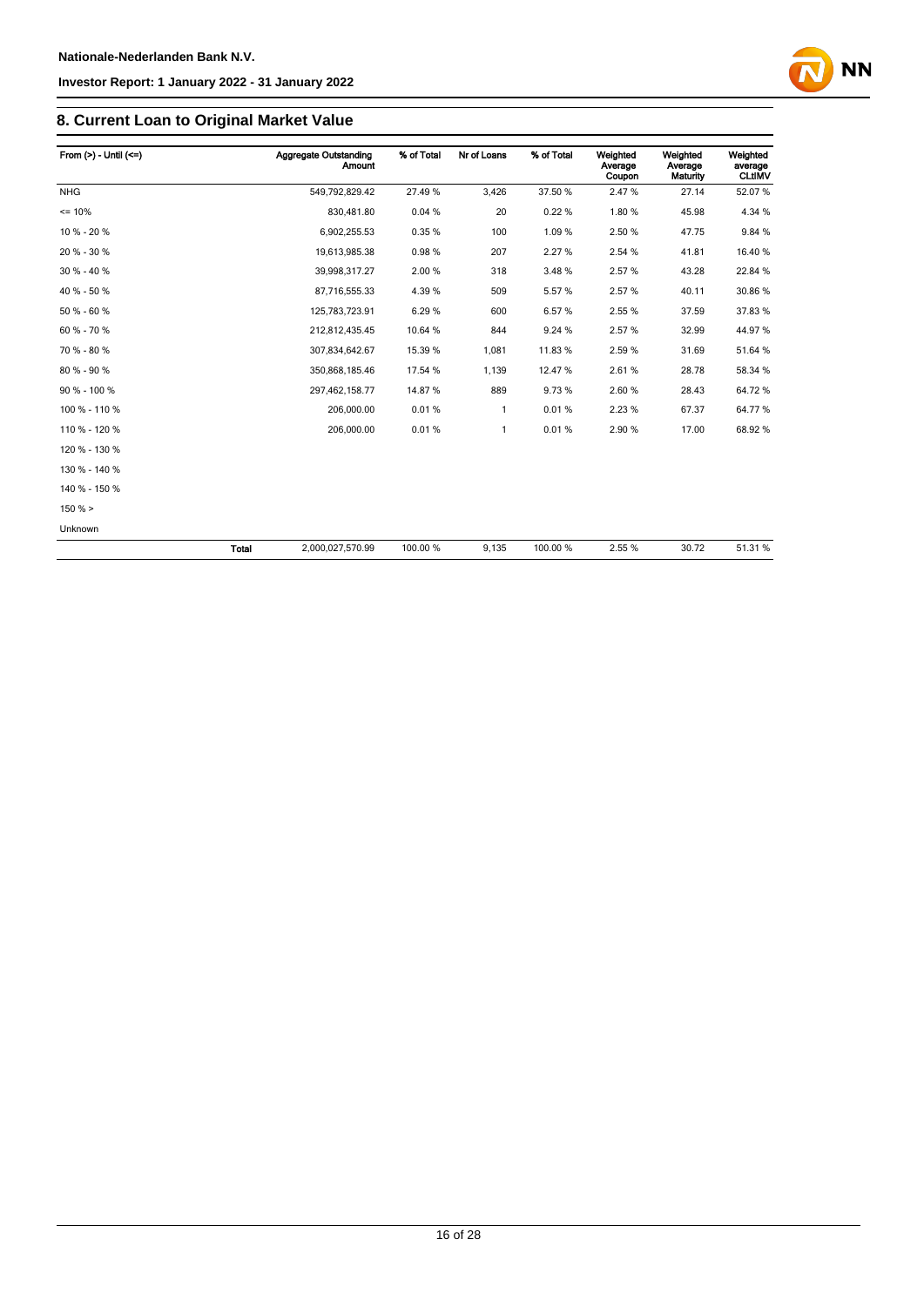## 8. Current Loan to Original Market Value

| From (>) - Until (<=) | | Aggregate Outstanding Amount | % of Total | Nr of Loans | % of Total | Weighted Average Coupon | Weighted Average Maturity | Weighted average CLtIMV |
|---|---|---|---|---|---|---|---|---|
| NHG | | 549,792,829.42 | 27.49 % | 3,426 | 37.50 % | 2.47 % | 27.14 | 52.07 % |
| <= 10% | | 830,481.80 | 0.04 % | 20 | 0.22 % | 1.80 % | 45.98 | 4.34 % |
| 10 % - 20 % | | 6,902,255.53 | 0.35 % | 100 | 1.09 % | 2.50 % | 47.75 | 9.84 % |
| 20 % - 30 % | | 19,613,985.38 | 0.98 % | 207 | 2.27 % | 2.54 % | 41.81 | 16.40 % |
| 30 % - 40 % | | 39,998,317.27 | 2.00 % | 318 | 3.48 % | 2.57 % | 43.28 | 22.84 % |
| 40 % - 50 % | | 87,716,555.33 | 4.39 % | 509 | 5.57 % | 2.57 % | 40.11 | 30.86 % |
| 50 % - 60 % | | 125,783,723.91 | 6.29 % | 600 | 6.57 % | 2.55 % | 37.59 | 37.83 % |
| 60 % - 70 % | | 212,812,435.45 | 10.64 % | 844 | 9.24 % | 2.57 % | 32.99 | 44.97 % |
| 70 % - 80 % | | 307,834,642.67 | 15.39 % | 1,081 | 11.83 % | 2.59 % | 31.69 | 51.64 % |
| 80 % - 90 % | | 350,868,185.46 | 17.54 % | 1,139 | 12.47 % | 2.61 % | 28.78 | 58.34 % |
| 90 % - 100 % | | 297,462,158.77 | 14.87 % | 889 | 9.73 % | 2.60 % | 28.43 | 64.72 % |
| 100 % - 110 % | | 206,000.00 | 0.01 % | 1 | 0.01 % | 2.23 % | 67.37 | 64.77 % |
| 110 % - 120 % | | 206,000.00 | 0.01 % | 1 | 0.01 % | 2.90 % | 17.00 | 68.92 % |
| 120 % - 130 % | | | | | | | | |
| 130 % - 140 % | | | | | | | | |
| 140 % - 150 % | | | | | | | | |
| 150 % > | | | | | | | | |
| Unknown | | | | | | | | |
| | **Total** | 2,000,027,570.99 | 100.00 % | 9,135 | 100.00 % | 2.55 % | 30.72 | 51.31 % |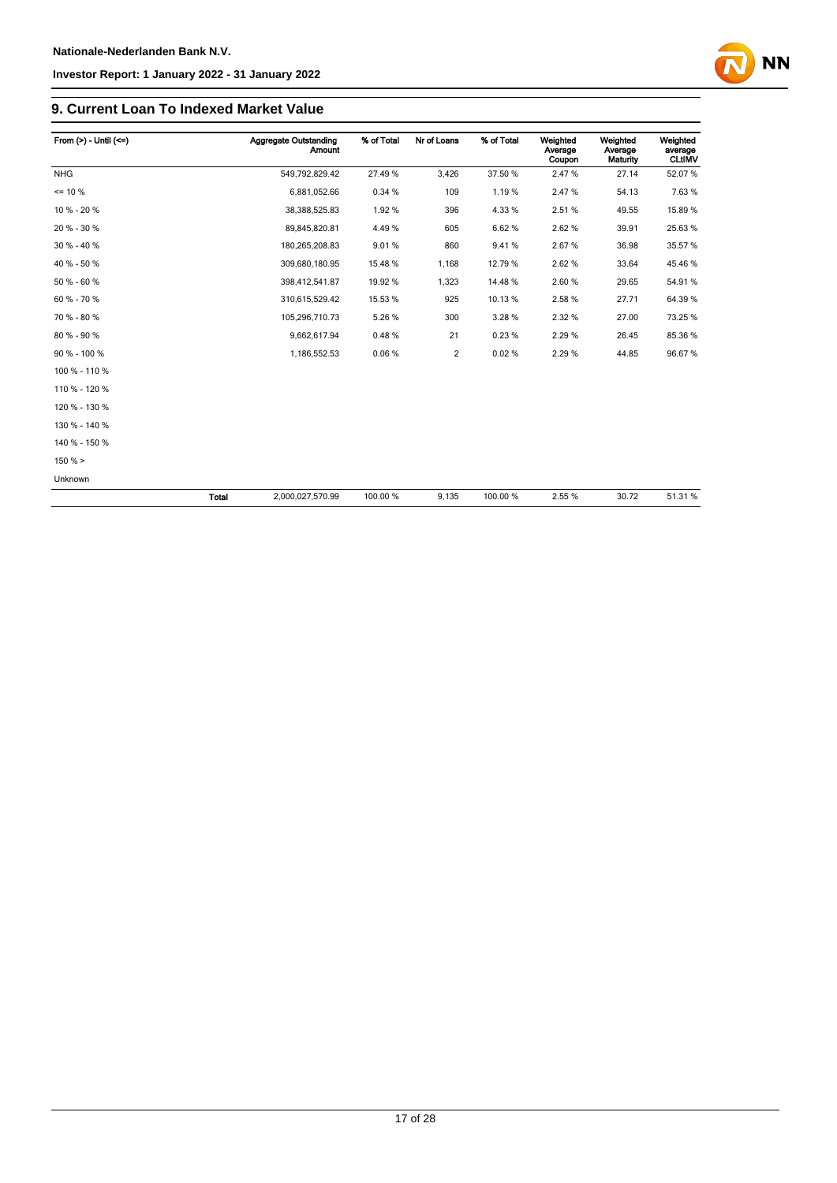## 9. Current Loan To Indexed Market Value

| From (>) - Until (<=) | Aggregate Outstanding Amount | % of Total | Nr of Loans | % of Total | Weighted Average Coupon | Weighted Average Maturity | Weighted average CLtIMV |
|---|---|---|---|---|---|---|---|
| NHG | 549,792,829.42 | 27.49 % | 3,426 | 37.50 % | 2.47 % | 27.14 | 52.07 % |
| <= 10 % | 6,881,052.66 | 0.34 % | 109 | 1.19 % | 2.47 % | 54.13 | 7.63 % |
| 10 % - 20 % | 38,388,525.83 | 1.92 % | 396 | 4.33 % | 2.51 % | 49.55 | 15.89 % |
| 20 % - 30 % | 89,845,820.81 | 4.49 % | 605 | 6.62 % | 2.62 % | 39.91 | 25.63 % |
| 30 % - 40 % | 180,265,208.83 | 9.01 % | 860 | 9.41 % | 2.67 % | 36.98 | 35.57 % |
| 40 % - 50 % | 309,680,180.95 | 15.48 % | 1,168 | 12.79 % | 2.62 % | 33.64 | 45.46 % |
| 50 % - 60 % | 398,412,541.87 | 19.92 % | 1,323 | 14.48 % | 2.60 % | 29.65 | 54.91 % |
| 60 % - 70 % | 310,615,529.42 | 15.53 % | 925 | 10.13 % | 2.58 % | 27.71 | 64.39 % |
| 70 % - 80 % | 105,296,710.73 | 5.26 % | 300 | 3.28 % | 2.32 % | 27.00 | 73.25 % |
| 80 % - 90 % | 9,662,617.94 | 0.48 % | 21 | 0.23 % | 2.29 % | 26.45 | 85.36 % |
| 90 % - 100 % | 1,186,552.53 | 0.06 % | 2 | 0.02 % | 2.29 % | 44.85 | 96.67 % |
| 100 % - 110 % | | | | | | | |
| 110 % - 120 % | | | | | | | |
| 120 % - 130 % | | | | | | | |
| 130 % - 140 % | | | | | | | |
| 140 % - 150 % | | | | | | | |
| 150 % > | | | | | | | |
| Unknown | | | | | | | |
| **Total** | 2,000,027,570.99 | 100.00 % | 9,135 | 100.00 % | 2.55 % | 30.72 | 51.31 % |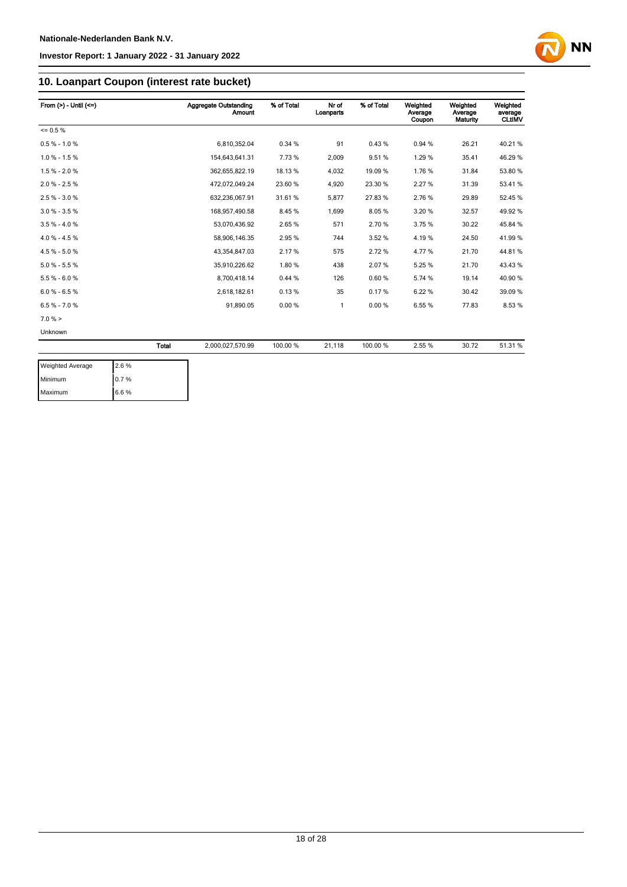## 10. Loanpart Coupon (interest rate bucket)

| From (>) - Until (<=) | Aggregate Outstanding Amount | % of Total | Nr of Loanparts | % of Total | Weighted Average Coupon | Weighted Average Maturity | Weighted average CLtIMV |
|---|---|---|---|---|---|---|---|
| <= 0.5 % | | | | | | | |
| 0.5 % - 1.0 % | 6,810,352.04 | 0.34 % | 91 | 0.43 % | 0.94 % | 26.21 | 40.21 % |
| 1.0 % - 1.5 % | 154,643,641.31 | 7.73 % | 2,009 | 9.51 % | 1.29 % | 35.41 | 46.29 % |
| 1.5 % - 2.0 % | 362,655,822.19 | 18.13 % | 4,032 | 19.09 % | 1.76 % | 31.84 | 53.80 % |
| 2.0 % - 2.5 % | 472,072,049.24 | 23.60 % | 4,920 | 23.30 % | 2.27 % | 31.39 | 53.41 % |
| 2.5 % - 3.0 % | 632,236,067.91 | 31.61 % | 5,877 | 27.83 % | 2.76 % | 29.89 | 52.45 % |
| 3.0 % - 3.5 % | 168,957,490.58 | 8.45 % | 1,699 | 8.05 % | 3.20 % | 32.57 | 49.92 % |
| 3.5 % - 4.0 % | 53,070,436.92 | 2.65 % | 571 | 2.70 % | 3.75 % | 30.22 | 45.84 % |
| 4.0 % - 4.5 % | 58,906,146.35 | 2.95 % | 744 | 3.52 % | 4.19 % | 24.50 | 41.99 % |
| 4.5 % - 5.0 % | 43,354,847.03 | 2.17 % | 575 | 2.72 % | 4.77 % | 21.70 | 44.81 % |
| 5.0 % - 5.5 % | 35,910,226.62 | 1.80 % | 438 | 2.07 % | 5.25 % | 21.70 | 43.43 % |
| 5.5 % - 6.0 % | 8,700,418.14 | 0.44 % | 126 | 0.60 % | 5.74 % | 19.14 | 40.90 % |
| 6.0 % - 6.5 % | 2,618,182.61 | 0.13 % | 35 | 0.17 % | 6.22 % | 30.42 | 39.09 % |
| 6.5 % - 7.0 % | 91,890.05 | 0.00 % | 1 | 0.00 % | 6.55 % | 77.83 | 8.53 % |
| 7.0 % > | | | | | | | |
| Unknown | | | | | | | |
| **Total** | 2,000,027,570.99 | 100.00 % | 21,118 | 100.00 % | 2.55 % | 30.72 | 51.31 % |

| | |
|---|---|
| Weighted Average | 2.6 % |
| Minimum | 0.7 % |
| Maximum | 6.6 % |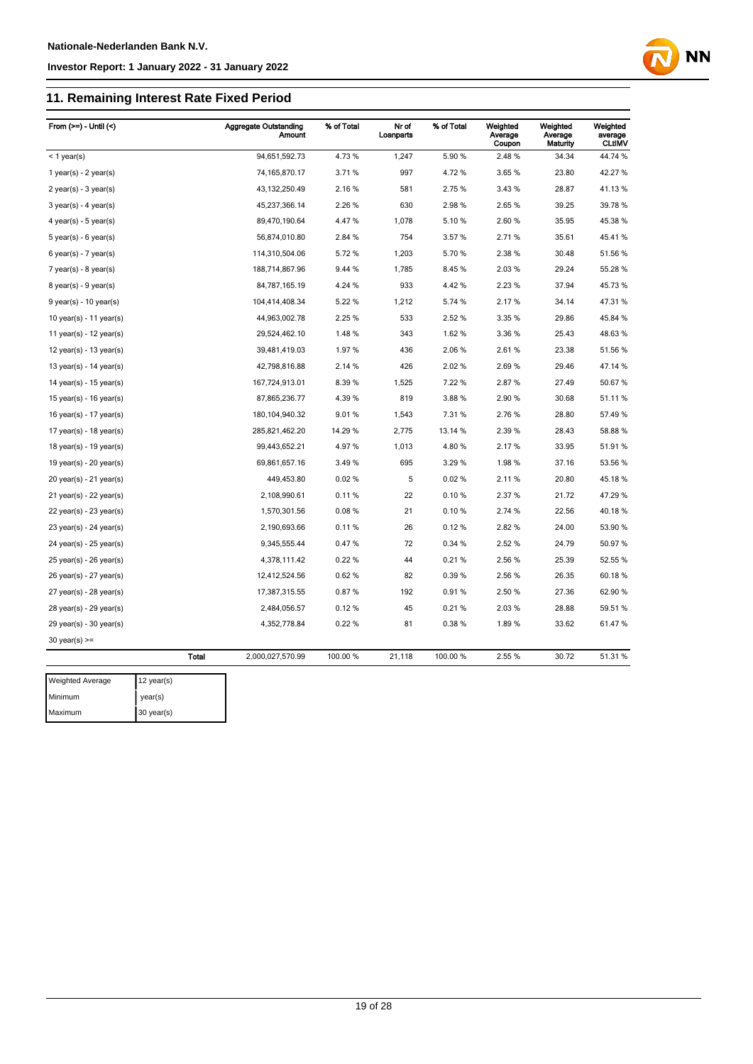## 11. Remaining Interest Rate Fixed Period

| From (>=) - Until (<) | Aggregate Outstanding Amount | % of Total | Nr of Loanparts | % of Total | Weighted Average Coupon | Weighted Average Maturity | Weighted average CLtIMV |
|---|---|---|---|---|---|---|---|
| < 1 year(s) | 94,651,592.73 | 4.73 % | 1,247 | 5.90 % | 2.48 % | 34.34 | 44.74 % |
| 1 year(s) - 2 year(s) | 74,165,870.17 | 3.71 % | 997 | 4.72 % | 3.65 % | 23.80 | 42.27 % |
| 2 year(s) - 3 year(s) | 43,132,250.49 | 2.16 % | 581 | 2.75 % | 3.43 % | 28.87 | 41.13 % |
| 3 year(s) - 4 year(s) | 45,237,366.14 | 2.26 % | 630 | 2.98 % | 2.65 % | 39.25 | 39.78 % |
| 4 year(s) - 5 year(s) | 89,470,190.64 | 4.47 % | 1,078 | 5.10 % | 2.60 % | 35.95 | 45.38 % |
| 5 year(s) - 6 year(s) | 56,874,010.80 | 2.84 % | 754 | 3.57 % | 2.71 % | 35.61 | 45.41 % |
| 6 year(s) - 7 year(s) | 114,310,504.06 | 5.72 % | 1,203 | 5.70 % | 2.38 % | 30.48 | 51.56 % |
| 7 year(s) - 8 year(s) | 188,714,867.96 | 9.44 % | 1,785 | 8.45 % | 2.03 % | 29.24 | 55.28 % |
| 8 year(s) - 9 year(s) | 84,787,165.19 | 4.24 % | 933 | 4.42 % | 2.23 % | 37.94 | 45.73 % |
| 9 year(s) - 10 year(s) | 104,414,408.34 | 5.22 % | 1,212 | 5.74 % | 2.17 % | 34.14 | 47.31 % |
| 10 year(s) - 11 year(s) | 44,963,002.78 | 2.25 % | 533 | 2.52 % | 3.35 % | 29.86 | 45.84 % |
| 11 year(s) - 12 year(s) | 29,524,462.10 | 1.48 % | 343 | 1.62 % | 3.36 % | 25.43 | 48.63 % |
| 12 year(s) - 13 year(s) | 39,481,419.03 | 1.97 % | 436 | 2.06 % | 2.61 % | 23.38 | 51.56 % |
| 13 year(s) - 14 year(s) | 42,798,816.88 | 2.14 % | 426 | 2.02 % | 2.69 % | 29.46 | 47.14 % |
| 14 year(s) - 15 year(s) | 167,724,913.01 | 8.39 % | 1,525 | 7.22 % | 2.87 % | 27.49 | 50.67 % |
| 15 year(s) - 16 year(s) | 87,865,236.77 | 4.39 % | 819 | 3.88 % | 2.90 % | 30.68 | 51.11 % |
| 16 year(s) - 17 year(s) | 180,104,940.32 | 9.01 % | 1,543 | 7.31 % | 2.76 % | 28.80 | 57.49 % |
| 17 year(s) - 18 year(s) | 285,821,462.20 | 14.29 % | 2,775 | 13.14 % | 2.39 % | 28.43 | 58.88 % |
| 18 year(s) - 19 year(s) | 99,443,652.21 | 4.97 % | 1,013 | 4.80 % | 2.17 % | 33.95 | 51.91 % |
| 19 year(s) - 20 year(s) | 69,861,657.16 | 3.49 % | 695 | 3.29 % | 1.98 % | 37.16 | 53.56 % |
| 20 year(s) - 21 year(s) | 449,453.80 | 0.02 % | 5 | 0.02 % | 2.11 % | 20.80 | 45.18 % |
| 21 year(s) - 22 year(s) | 2,108,990.61 | 0.11 % | 22 | 0.10 % | 2.37 % | 21.72 | 47.29 % |
| 22 year(s) - 23 year(s) | 1,570,301.56 | 0.08 % | 21 | 0.10 % | 2.74 % | 22.56 | 40.18 % |
| 23 year(s) - 24 year(s) | 2,190,693.66 | 0.11 % | 26 | 0.12 % | 2.82 % | 24.00 | 53.90 % |
| 24 year(s) - 25 year(s) | 9,345,555.44 | 0.47 % | 72 | 0.34 % | 2.52 % | 24.79 | 50.97 % |
| 25 year(s) - 26 year(s) | 4,378,111.42 | 0.22 % | 44 | 0.21 % | 2.56 % | 25.39 | 52.55 % |
| 26 year(s) - 27 year(s) | 12,412,524.56 | 0.62 % | 82 | 0.39 % | 2.56 % | 26.35 | 60.18 % |
| 27 year(s) - 28 year(s) | 17,387,315.55 | 0.87 % | 192 | 0.91 % | 2.50 % | 27.36 | 62.90 % |
| 28 year(s) - 29 year(s) | 2,484,056.57 | 0.12 % | 45 | 0.21 % | 2.03 % | 28.88 | 59.51 % |
| 29 year(s) - 30 year(s) | 4,352,778.84 | 0.22 % | 81 | 0.38 % | 1.89 % | 33.62 | 61.47 % |
| 30 year(s) >= | | | | | | | |
| **Total** | 2,000,027,570.99 | 100.00 % | 21,118 | 100.00 % | 2.55 % | 30.72 | 51.31 % |

| | |
|---|---|
| Weighted Average | 12 year(s) |
| Minimum | year(s) |
| Maximum | 30 year(s) |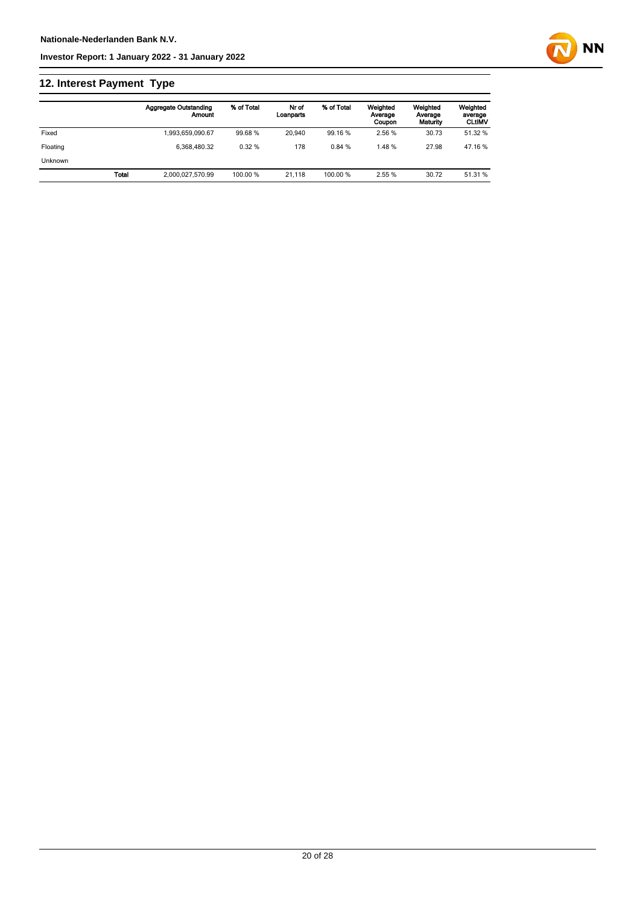## 12. Interest Payment Type

| | Aggregate Outstanding Amount | % of Total | Nr of Loanparts | % of Total | Weighted Average Coupon | Weighted Average Maturity | Weighted average CLtIMV |
|---|---|---|---|---|---|---|---|
| Fixed | 1,993,659,090.67 | 99.68 % | 20,940 | 99.16 % | 2.56 % | 30.73 | 51.32 % |
| Floating | 6,368,480.32 | 0.32 % | 178 | 0.84 % | 1.48 % | 27.98 | 47.16 % |
| Unknown | | | | | | | |
| **Total** | 2,000,027,570.99 | 100.00 % | 21,118 | 100.00 % | 2.55 % | 30.72 | 51.31 % |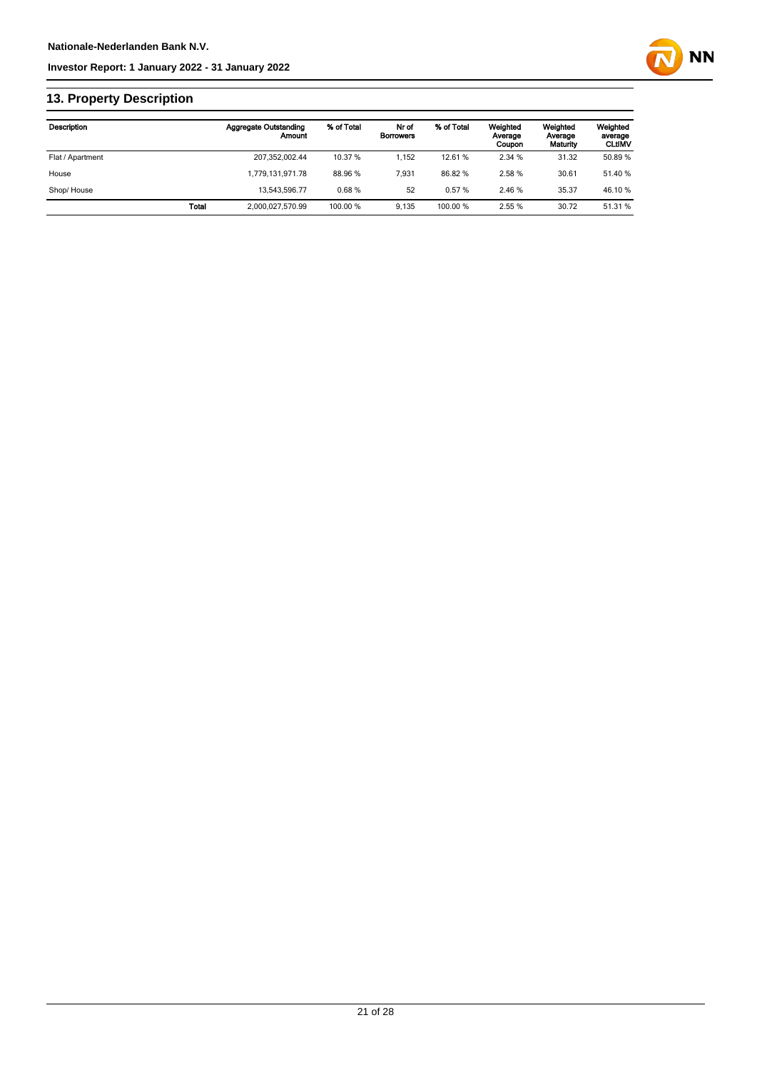## 13. Property Description

| Description | | Aggregate Outstanding Amount | % of Total | Nr of Borrowers | % of Total | Weighted Average Coupon | Weighted Average Maturity | Weighted average CLtIMV |
|---|---|---|---|---|---|---|---|---|
| Flat / Apartment | | 207,352,002.44 | 10.37 % | 1,152 | 12.61 % | 2.34 % | 31.32 | 50.89 % |
| House | | 1,779,131,971.78 | 88.96 % | 7,931 | 86.82 % | 2.58 % | 30.61 | 51.40 % |
| Shop/ House | | 13,543,596.77 | 0.68 % | 52 | 0.57 % | 2.46 % | 35.37 | 46.10 % |
| | **Total** | 2,000,027,570.99 | 100.00 % | 9,135 | 100.00 % | 2.55 % | 30.72 | 51.31 % |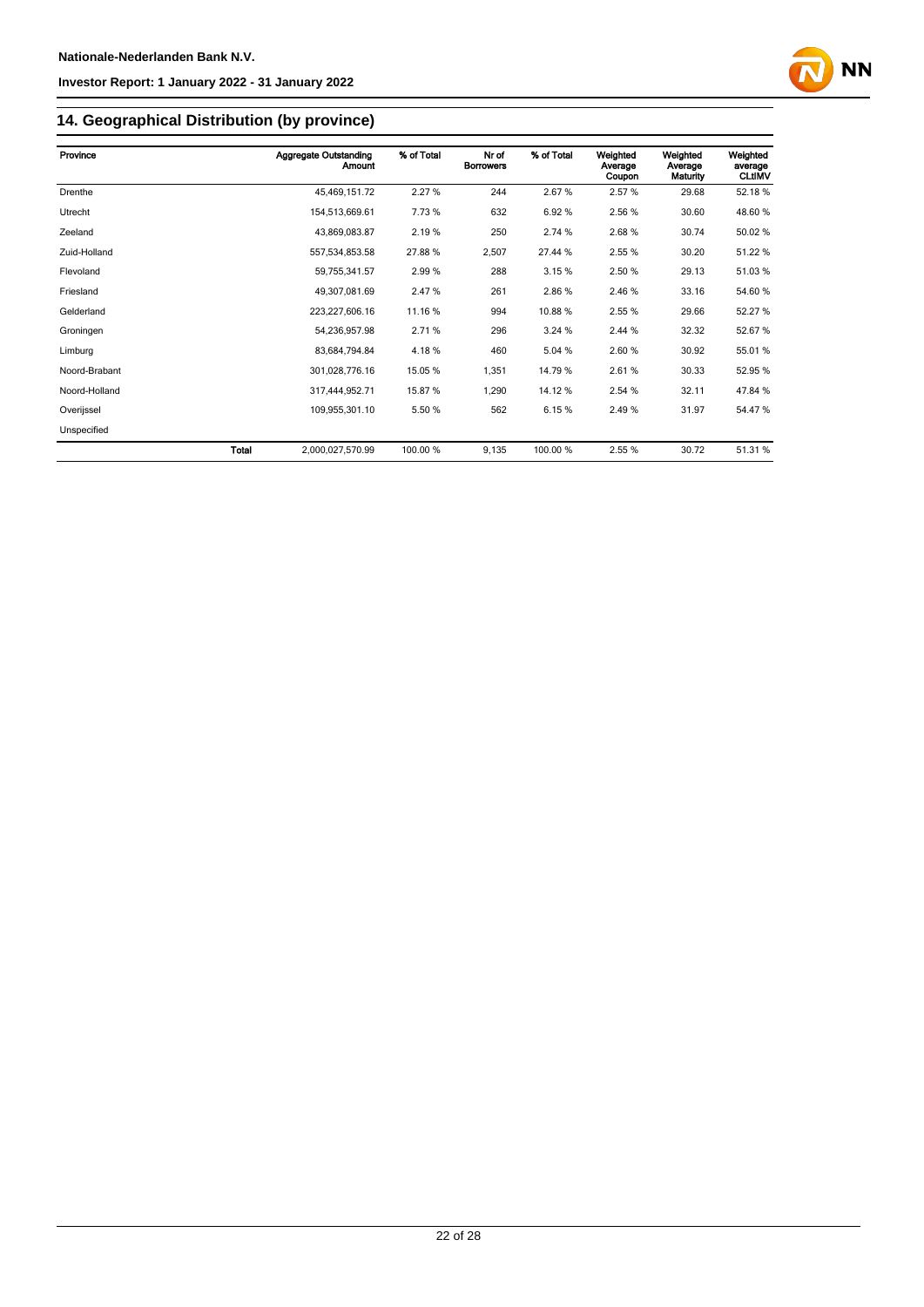## 14. Geographical Distribution (by province)

| Province | | Aggregate Outstanding Amount | % of Total | Nr of Borrowers | % of Total | Weighted Average Coupon | Weighted Average Maturity | Weighted average CLtIMV |
|---|---|---|---|---|---|---|---|---|
| Drenthe | | 45,469,151.72 | 2.27 % | 244 | 2.67 % | 2.57 % | 29.68 | 52.18 % |
| Utrecht | | 154,513,669.61 | 7.73 % | 632 | 6.92 % | 2.56 % | 30.60 | 48.60 % |
| Zeeland | | 43,869,083.87 | 2.19 % | 250 | 2.74 % | 2.68 % | 30.74 | 50.02 % |
| Zuid-Holland | | 557,534,853.58 | 27.88 % | 2,507 | 27.44 % | 2.55 % | 30.20 | 51.22 % |
| Flevoland | | 59,755,341.57 | 2.99 % | 288 | 3.15 % | 2.50 % | 29.13 | 51.03 % |
| Friesland | | 49,307,081.69 | 2.47 % | 261 | 2.86 % | 2.46 % | 33.16 | 54.60 % |
| Gelderland | | 223,227,606.16 | 11.16 % | 994 | 10.88 % | 2.55 % | 29.66 | 52.27 % |
| Groningen | | 54,236,957.98 | 2.71 % | 296 | 3.24 % | 2.44 % | 32.32 | 52.67 % |
| Limburg | | 83,684,794.84 | 4.18 % | 460 | 5.04 % | 2.60 % | 30.92 | 55.01 % |
| Noord-Brabant | | 301,028,776.16 | 15.05 % | 1,351 | 14.79 % | 2.61 % | 30.33 | 52.95 % |
| Noord-Holland | | 317,444,952.71 | 15.87 % | 1,290 | 14.12 % | 2.54 % | 32.11 | 47.84 % |
| Overijssel | | 109,955,301.10 | 5.50 % | 562 | 6.15 % | 2.49 % | 31.97 | 54.47 % |
| Unspecified | | | | | | | | |
| | **Total** | 2,000,027,570.99 | 100.00 % | 9,135 | 100.00 % | 2.55 % | 30.72 | 51.31 % |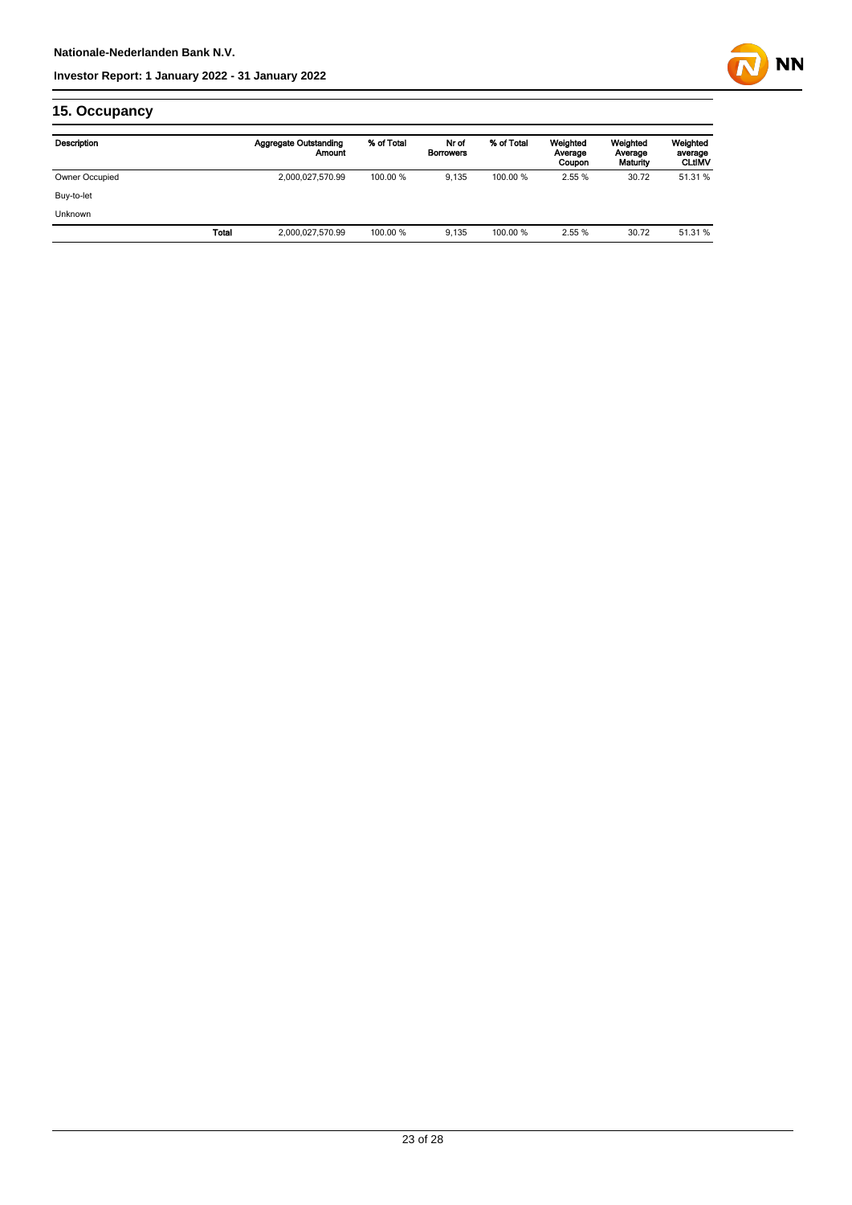## 15. Occupancy

| Description | | Aggregate Outstanding Amount | % of Total | Nr of Borrowers | % of Total | Weighted Average Coupon | Weighted Average Maturity | Weighted average CLtIMV |
|---|---|---|---|---|---|---|---|---|
| Owner Occupied | | 2,000,027,570.99 | 100.00 % | 9,135 | 100.00 % | 2.55 % | 30.72 | 51.31 % |
| Buy-to-let | | | | | | | | |
| Unknown | | | | | | | | |
| | Total | 2,000,027,570.99 | 100.00 % | 9,135 | 100.00 % | 2.55 % | 30.72 | 51.31 % |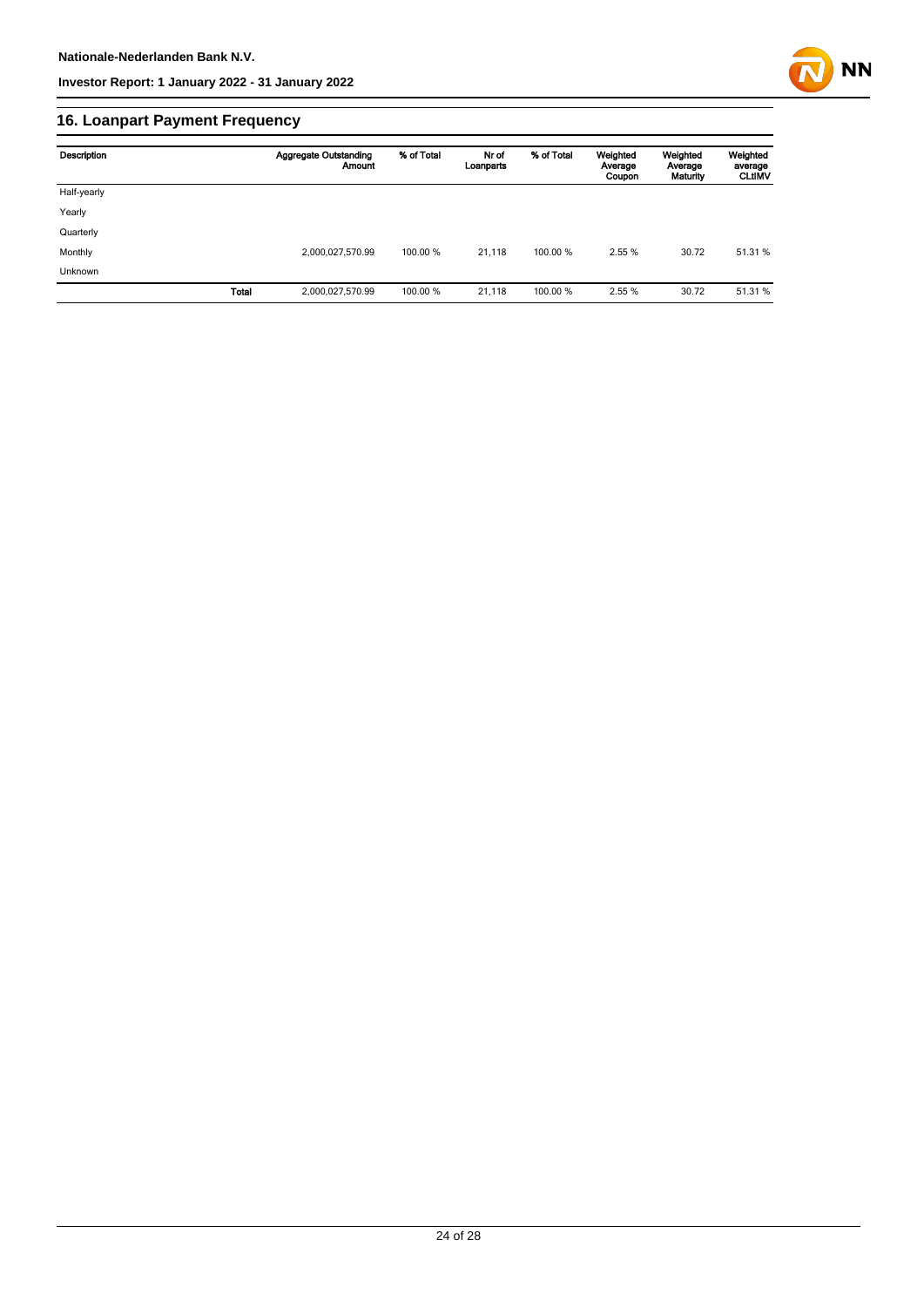## 16. Loanpart Payment Frequency

| Description | | Aggregate Outstanding Amount | % of Total | Nr of Loanparts | % of Total | Weighted Average Coupon | Weighted Average Maturity | Weighted average CLtIMV |
|---|---|---|---|---|---|---|---|---|
| Half-yearly | | | | | | | | |
| Yearly | | | | | | | | |
| Quarterly | | | | | | | | |
| Monthly | | 2,000,027,570.99 | 100.00 % | 21,118 | 100.00 % | 2.55 % | 30.72 | 51.31 % |
| Unknown | | | | | | | | |
| | **Total** | 2,000,027,570.99 | 100.00 % | 21,118 | 100.00 % | 2.55 % | 30.72 | 51.31 % |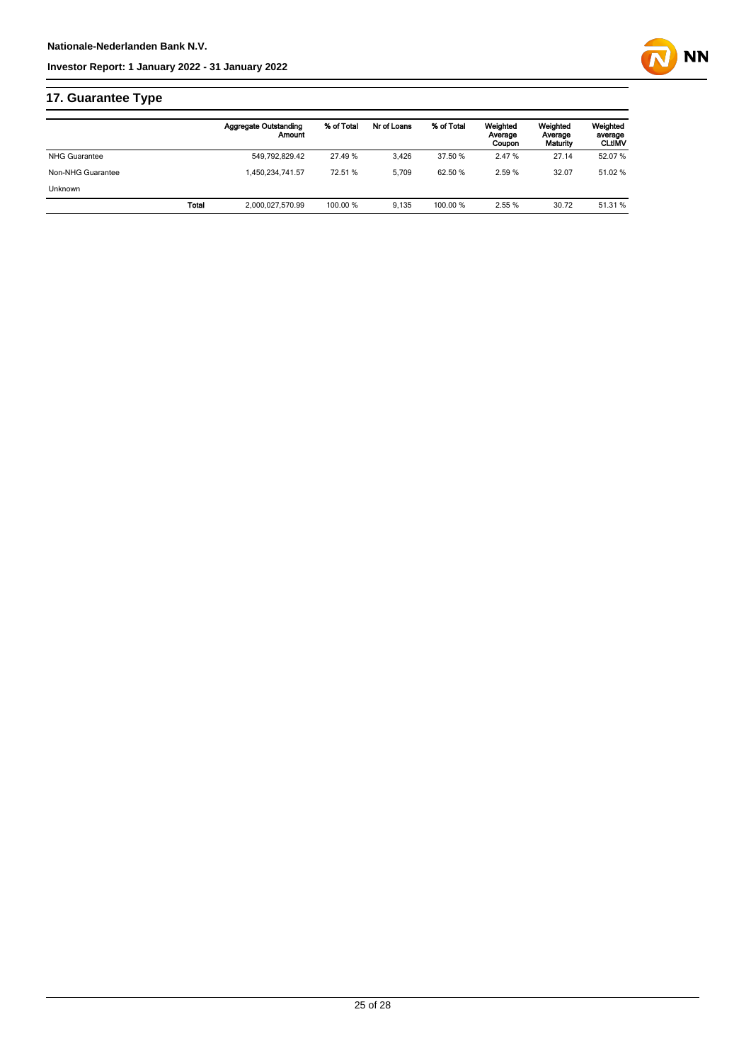## 17. Guarantee Type

| | | Aggregate Outstanding Amount | % of Total | Nr of Loans | % of Total | Weighted Average Coupon | Weighted Average Maturity | Weighted average CLtIMV |
|---|---|---|---|---|---|---|---|---|
| NHG Guarantee | | 549,792,829.42 | 27.49 % | 3,426 | 37.50 % | 2.47 % | 27.14 | 52.07 % |
| Non-NHG Guarantee | | 1,450,234,741.57 | 72.51 % | 5,709 | 62.50 % | 2.59 % | 32.07 | 51.02 % |
| Unknown | | | | | | | | |
| | **Total** | 2,000,027,570.99 | 100.00 % | 9,135 | 100.00 % | 2.55 % | 30.72 | 51.31 % |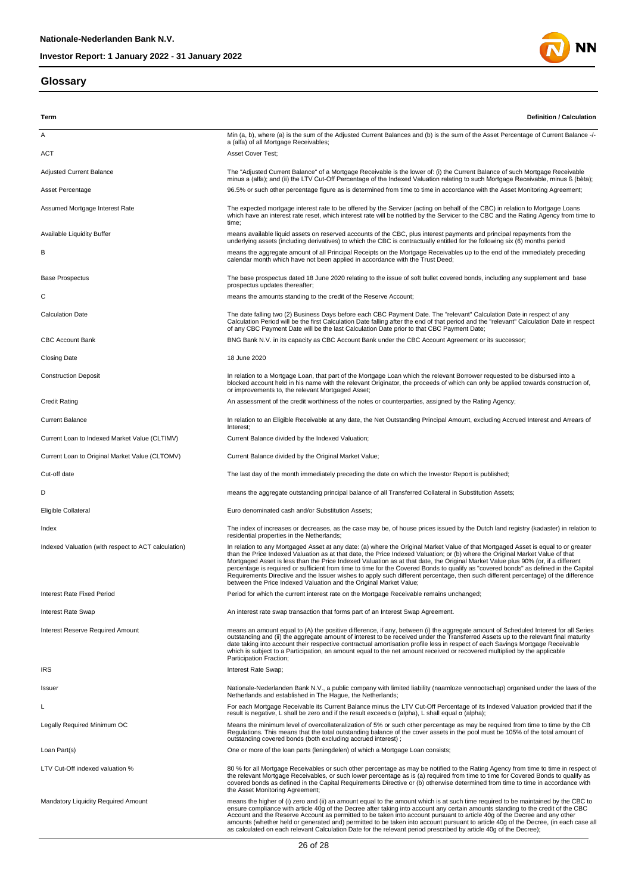## Glossary

| Term | Definition / Calculation |
| --- | --- |
| A | Min (a, b), where (a) is the sum of the Adjusted Current Balances and (b) is the sum of the Asset Percentage of Current Balance -/- a (alfa) of all Mortgage Receivables; |
| ACT | Asset Cover Test; |
| Adjusted Current Balance | The "Adjusted Current Balance" of a Mortgage Receivable is the lower of: (i) the Current Balance of such Mortgage Receivable minus a (alfa); and (ii) the LTV Cut-Off Percentage of the Indexed Valuation relating to such Mortgage Receivable, minus ß (bèta); |
| Asset Percentage | 96.5% or such other percentage figure as is determined from time to time in accordance with the Asset Monitoring Agreement; |
| Assumed Mortgage Interest Rate | The expected mortgage interest rate to be offered by the Servicer (acting on behalf of the CBC) in relation to Mortgage Loans which have an interest rate reset, which interest rate will be notified by the Servicer to the CBC and the Rating Agency from time to time; |
| Available Liquidity Buffer | means available liquid assets on reserved accounts of the CBC, plus interest payments and principal repayments from the underlying assets (including derivatives) to which the CBC is contractually entitled for the following six (6) months period |
| B | means the aggregate amount of all Principal Receipts on the Mortgage Receivables up to the end of the immediately preceding calendar month which have not been applied in accordance with the Trust Deed; |
| Base Prospectus | The base prospectus dated 18 June 2020 relating to the issue of soft bullet covered bonds, including any supplement and base prospectus updates thereafter; |
| C | means the amounts standing to the credit of the Reserve Account; |
| Calculation Date | The date falling two (2) Business Days before each CBC Payment Date. The "relevant" Calculation Date in respect of any Calculation Period will be the first Calculation Date falling after the end of that period and the "relevant" Calculation Date in respect of any CBC Payment Date will be the last Calculation Date prior to that CBC Payment Date; |
| CBC Account Bank | BNG Bank N.V. in its capacity as CBC Account Bank under the CBC Account Agreement or its successor; |
| Closing Date | 18 June 2020 |
| Construction Deposit | In relation to a Mortgage Loan, that part of the Mortgage Loan which the relevant Borrower requested to be disbursed into a blocked account held in his name with the relevant Originator, the proceeds of which can only be applied towards construction of, or improvements to, the relevant Mortgaged Asset; |
| Credit Rating | An assessment of the credit worthiness of the notes or counterparties, assigned by the Rating Agency; |
| Current Balance | In relation to an Eligible Receivable at any date, the Net Outstanding Principal Amount, excluding Accrued Interest and Arrears of Interest; |
| Current Loan to Indexed Market Value (CLTIMV) | Current Balance divided by the Indexed Valuation; |
| Current Loan to Original Market Value (CLTOMV) | Current Balance divided by the Original Market Value; |
| Cut-off date | The last day of the month immediately preceding the date on which the Investor Report is published; |
| D | means the aggregate outstanding principal balance of all Transferred Collateral in Substitution Assets; |
| Eligible Collateral | Euro denominated cash and/or Substitution Assets; |
| Index | The index of increases or decreases, as the case may be, of house prices issued by the Dutch land registry (kadaster) in relation to residential properties in the Netherlands; |
| Indexed Valuation (with respect to ACT calculation) | In relation to any Mortgaged Asset at any date: (a) where the Original Market Value of that Mortgaged Asset is equal to or greater than the Price Indexed Valuation as at that date, the Price Indexed Valuation; or (b) where the Original Market Value of that Mortgaged Asset is less than the Price Indexed Valuation as at that date, the Original Market Value plus 90% (or, if a different percentage is required or sufficient from time to time for the Covered Bonds to qualify as "covered bonds" as defined in the Capital Requirements Directive and the Issuer wishes to apply such different percentage, then such different percentage) of the difference between the Price Indexed Valuation and the Original Market Value; |
| Interest Rate Fixed Period | Period for which the current interest rate on the Mortgage Receivable remains unchanged; |
| Interest Rate Swap | An interest rate swap transaction that forms part of an Interest Swap Agreement. |
| Interest Reserve Required Amount | means an amount equal to (A) the positive difference, if any, between (i) the aggregate amount of Scheduled Interest for all Series outstanding and (ii) the aggregate amount of interest to be received under the Transferred Assets up to the relevant final maturity date taking into account their respective contractual amortisation profile less in respect of each Savings Mortgage Receivable which is subject to a Participation, an amount equal to the net amount received or recovered multiplied by the applicable Participation Fraction; |
| IRS | Interest Rate Swap; |
| Issuer | Nationale-Nederlanden Bank N.V., a public company with limited liability (naamloze vennootschap) organised under the laws of the Netherlands and established in The Hague, the Netherlands; |
| L | For each Mortgage Receivable its Current Balance minus the LTV Cut-Off Percentage of its Indexed Valuation provided that if the result is negative, L shall be zero and if the result exceeds α (alpha), L shall equal α (alpha); |
| Legally Required Minimum OC | Means the minimum level of overcollateralization of 5% or such other percentage as may be required from time to time by the CB Regulations. This means that the total outstanding balance of the cover assets in the pool must be 105% of the total amount of outstanding covered bonds (both excluding accrued interest) ; |
| Loan Part(s) | One or more of the loan parts (leningdelen) of which a Mortgage Loan consists; |
| LTV Cut-Off indexed valuation % | 80 % for all Mortgage Receivables or such other percentage as may be notified to the Rating Agency from time to time in respect of the relevant Mortgage Receivables, or such lower percentage as is (a) required from time to time for Covered Bonds to qualify as covered bonds as defined in the Capital Requirements Directive or (b) otherwise determined from time to time in accordance with the Asset Monitoring Agreement; |
| Mandatory Liquidity Required Amount | means the higher of (i) zero and (ii) an amount equal to the amount which is at such time required to be maintained by the CBC to ensure compliance with article 40g of the Decree after taking into account any certain amounts standing to the credit of the CBC Account and the Reserve Account as permitted to be taken into account pursuant to article 40g of the Decree and any other amounts (whether held or generated and) permitted to be taken into account pursuant to article 40g of the Decree, (in each case all as calculated on each relevant Calculation Date for the relevant period prescribed by article 40g of the Decree); |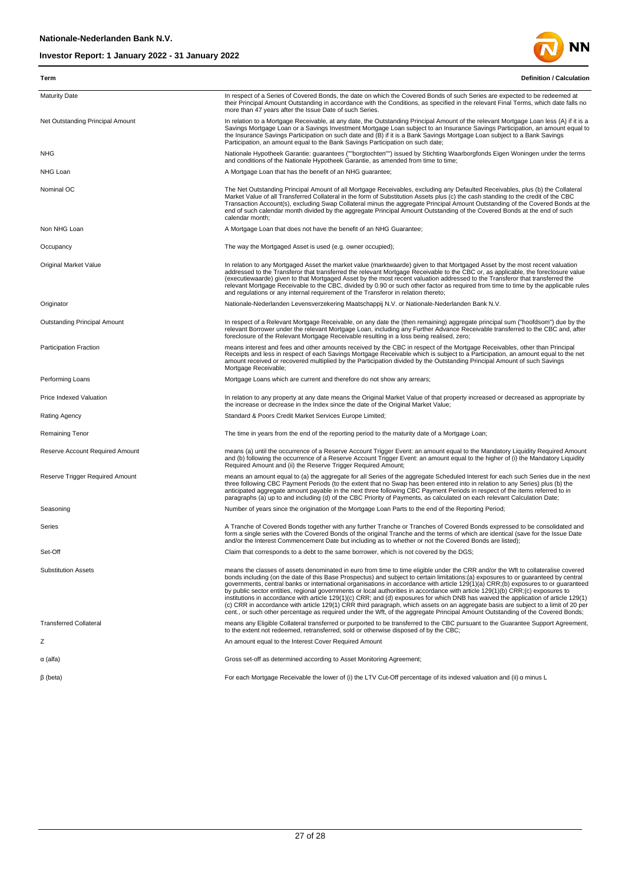| Term | Definition / Calculation |
|---|---|
| Maturity Date | In respect of a Series of Covered Bonds, the date on which the Covered Bonds of such Series are expected to be redeemed at their Principal Amount Outstanding in accordance with the Conditions, as specified in the relevant Final Terms, which date falls no more than 47 years after the Issue Date of such Series. |
| Net Outstanding Principal Amount | In relation to a Mortgage Receivable, at any date, the Outstanding Principal Amount of the relevant Mortgage Loan less (A) if it is a Savings Mortgage Loan or a Savings Investment Mortgage Loan subject to an Insurance Savings Participation, an amount equal to the Insurance Savings Participation on such date and (B) if it is a Bank Savings Mortgage Loan subject to a Bank Savings Participation, an amount equal to the Bank Savings Participation on such date; |
| NHG | Nationale Hypotheek Garantie: guarantees (""borgtochten"") issued by Stichting Waarborgfonds Eigen Woningen under the terms and conditions of the Nationale Hypotheek Garantie, as amended from time to time; |
| NHG Loan | A Mortgage Loan that has the benefit of an NHG guarantee; |
| Nominal OC | The Net Outstanding Principal Amount of all Mortgage Receivables, excluding any Defaulted Receivables, plus (b) the Collateral Market Value of all Transferred Collateral in the form of Substitution Assets plus (c) the cash standing to the credit of the CBC Transaction Account(s), excluding Swap Collateral minus the aggregate Principal Amount Outstanding of the Covered Bonds at the end of such calendar month divided by the aggregate Principal Amount Outstanding of the Covered Bonds at the end of such calendar month; |
| Non NHG Loan | A Mortgage Loan that does not have the benefit of an NHG Guarantee; |
| Occupancy | The way the Mortgaged Asset is used (e.g. owner occupied); |
| Original Market Value | In relation to any Mortgaged Asset the market value (marktwaarde) given to that Mortgaged Asset by the most recent valuation addressed to the Transferor that transferred the relevant Mortgage Receivable to the CBC or, as applicable, the foreclosure value (executiewaarde) given to that Mortgaged Asset by the most recent valuation addressed to the Transferor that transferred the relevant Mortgage Receivable to the CBC, divided by 0.90 or such other factor as required from time to time by the applicable rules and regulations or any internal requirement of the Transferor in relation thereto; |
| Originator | Nationale-Nederlanden Levensverzekering Maatschappij N.V. or Nationale-Nederlanden Bank N.V. |
| Outstanding Principal Amount | In respect of a Relevant Mortgage Receivable, on any date the (then remaining) aggregate principal sum ("hoofdsom") due by the relevant Borrower under the relevant Mortgage Loan, including any Further Advance Receivable transferred to the CBC and, after foreclosure of the Relevant Mortgage Receivable resulting in a loss being realised, zero; |
| Participation Fraction | means interest and fees and other amounts received by the CBC in respect of the Mortgage Receivables, other than Principal Receipts and less in respect of each Savings Mortgage Receivable which is subject to a Participation, an amount equal to the net amount received or recovered multiplied by the Participation divided by the Outstanding Principal Amount of such Savings Mortgage Receivable; |
| Performing Loans | Mortgage Loans which are current and therefore do not show any arrears; |
| Price Indexed Valuation | In relation to any property at any date means the Original Market Value of that property increased or decreased as appropriate by the increase or decrease in the Index since the date of the Original Market Value; |
| Rating Agency | Standard & Poors Credit Market Services Europe Limited; |
| Remaining Tenor | The time in years from the end of the reporting period to the maturity date of a Mortgage Loan; |
| Reserve Account Required Amount | means (a) until the occurrence of a Reserve Account Trigger Event: an amount equal to the Mandatory Liquidity Required Amount and (b) following the occurrence of a Reserve Account Trigger Event: an amount equal to the higher of (i) the Mandatory Liquidity Required Amount and (ii) the Reserve Trigger Required Amount; |
| Reserve Trigger Required Amount | means an amount equal to (a) the aggregate for all Series of the aggregate Scheduled Interest for each such Series due in the next three following CBC Payment Periods (to the extent that no Swap has been entered into in relation to any Series) plus (b) the anticipated aggregate amount payable in the next three following CBC Payment Periods in respect of the items referred to in paragraphs (a) up to and including (d) of the CBC Priority of Payments, as calculated on each relevant Calculation Date; |
| Seasoning | Number of years since the origination of the Mortgage Loan Parts to the end of the Reporting Period; |
| Series | A Tranche of Covered Bonds together with any further Tranche or Tranches of Covered Bonds expressed to be consolidated and form a single series with the Covered Bonds of the original Tranche and the terms of which are identical (save for the Issue Date and/or the Interest Commencement Date but including as to whether or not the Covered Bonds are listed); |
| Set-Off | Claim that corresponds to a debt to the same borrower, which is not covered by the DGS; |
| Substitution Assets | means the classes of assets denominated in euro from time to time eligible under the CRR and/or the Wft to collateralise covered bonds including (on the date of this Base Prospectus) and subject to certain limitations:(a) exposures to or guaranteed by central governments, central banks or international organisations in accordance with article 129(1)(a) CRR;(b) exposures to or guaranteed by public sector entities, regional governments or local authorities in accordance with article 129(1)(b) CRR;(c) exposures to institutions in accordance with article 129(1)(c) CRR; and (d) exposures for which DNB has waived the application of article 129(1)(c) CRR in accordance with article 129(1) CRR third paragraph, which assets on an aggregate basis are subject to a limit of 20 per cent., or such other percentage as required under the Wft, of the aggregate Principal Amount Outstanding of the Covered Bonds; |
| Transferred Collateral | means any Eligible Collateral transferred or purported to be transferred to the CBC pursuant to the Guarantee Support Agreement, to the extent not redeemed, retransferred, sold or otherwise disposed of by the CBC; |
| Z | An amount equal to the Interest Cover Required Amount |
| α (alfa) | Gross set-off as determined according to Asset Monitoring Agreement; |
| β (beta) | For each Mortgage Receivable the lower of (i) the LTV Cut-Off percentage of its indexed valuation and (ii) α minus L |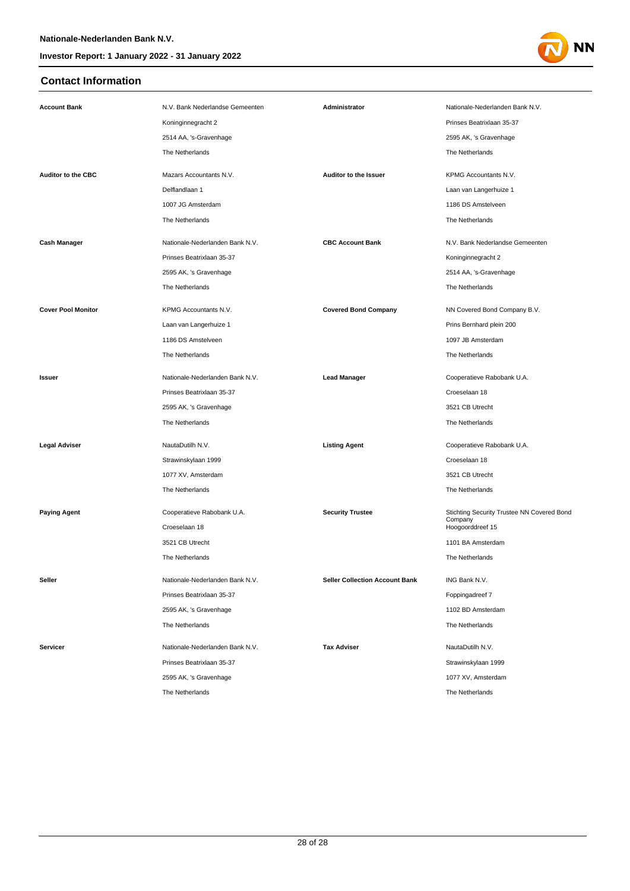## Contact Information

| | | | |
|---|---|---|---|
| **Account Bank** | N.V. Bank Nederlandse Gemeenten<br>Koninginnegracht 2<br>2514 AA, 's-Gravenhage<br>The Netherlands | **Administrator** | Nationale-Nederlanden Bank N.V.<br>Prinses Beatrixlaan 35-37<br>2595 AK, 's Gravenhage<br>The Netherlands |
| **Auditor to the CBC** | Mazars Accountants N.V.<br>Delflandlaan 1<br>1007 JG Amsterdam<br>The Netherlands | **Auditor to the Issuer** | KPMG Accountants N.V.<br>Laan van Langerhuize 1<br>1186 DS Amstelveen<br>The Netherlands |
| **Cash Manager** | Nationale-Nederlanden Bank N.V.<br>Prinses Beatrixlaan 35-37<br>2595 AK, 's Gravenhage<br>The Netherlands | **CBC Account Bank** | N.V. Bank Nederlandse Gemeenten<br>Koninginnegracht 2<br>2514 AA, 's-Gravenhage<br>The Netherlands |
| **Cover Pool Monitor** | KPMG Accountants N.V.<br>Laan van Langerhuize 1<br>1186 DS Amstelveen<br>The Netherlands | **Covered Bond Company** | NN Covered Bond Company B.V.<br>Prins Bernhard plein 200<br>1097 JB Amsterdam<br>The Netherlands |
| **Issuer** | Nationale-Nederlanden Bank N.V.<br>Prinses Beatrixlaan 35-37<br>2595 AK, 's Gravenhage<br>The Netherlands | **Lead Manager** | Cooperatieve Rabobank U.A.<br>Croeselaan 18<br>3521 CB Utrecht<br>The Netherlands |
| **Legal Adviser** | NautaDutilh N.V.<br>Strawinskylaan 1999<br>1077 XV, Amsterdam<br>The Netherlands | **Listing Agent** | Cooperatieve Rabobank U.A.<br>Croeselaan 18<br>3521 CB Utrecht<br>The Netherlands |
| **Paying Agent** | Cooperatieve Rabobank U.A.<br>Croeselaan 18<br>3521 CB Utrecht<br>The Netherlands | **Security Trustee** | Stichting Security Trustee NN Covered Bond Company<br>Hoogoorddreef 15<br>1101 BA Amsterdam<br>The Netherlands |
| **Seller** | Nationale-Nederlanden Bank N.V.<br>Prinses Beatrixlaan 35-37<br>2595 AK, 's Gravenhage<br>The Netherlands | **Seller Collection Account Bank** | ING Bank N.V.<br>Foppingadreef 7<br>1102 BD Amsterdam<br>The Netherlands |
| **Servicer** | Nationale-Nederlanden Bank N.V.<br>Prinses Beatrixlaan 35-37<br>2595 AK, 's Gravenhage<br>The Netherlands | **Tax Adviser** | NautaDutilh N.V.<br>Strawinskylaan 1999<br>1077 XV, Amsterdam<br>The Netherlands |